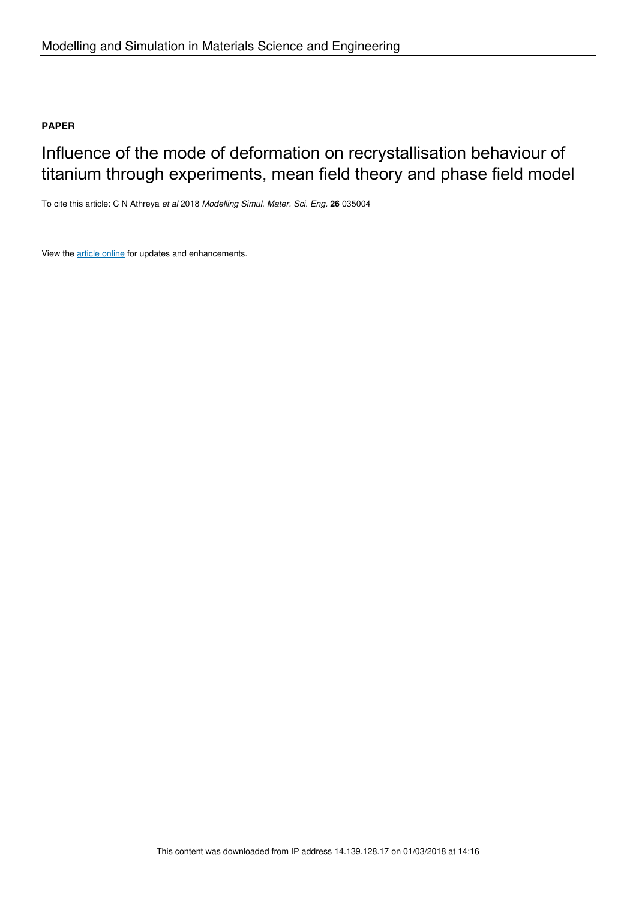Modelling and Simulation in Materials Science and Engineering

**PAPER**

# Influence of the mode of deformation on recrystallisation behaviour of titanium through experiments, mean field theory and phase field model

To cite this article: C N Athreya *et al* 2018 *Modelling Simul. Mater. Sci. Eng.* **26** 035004

View the article online for updates and enhancements.

This content was downloaded from IP address 14.139.128.17 on 01/03/2018 at 14:16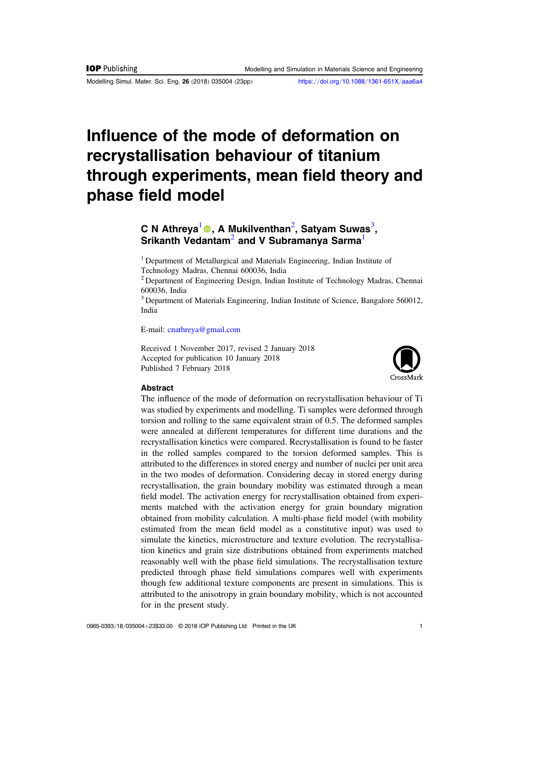# Influence of the mode of deformation on recrystallisation behaviour of titanium through experiments, mean field theory and phase field model

**C N Athreya**[1], **A Mukilventhan**[2], **Satyam Suwas**[3], **Srikanth Vedantam**[2] **and V Subramanya Sarma**[1]

[1] Department of Metallurgical and Materials Engineering, Indian Institute of Technology Madras, Chennai 600036, India

[2] Department of Engineering Design, Indian Institute of Technology Madras, Chennai 600036, India

[3] Department of Materials Engineering, Indian Institute of Science, Bangalore 560012, India

E-mail: cnathreya@gmail.com

Received 1 November 2017, revised 2 January 2018
Accepted for publication 10 January 2018
Published 7 February 2018

### Abstract

The influence of the mode of deformation on recrystallisation behaviour of Ti was studied by experiments and modelling. Ti samples were deformed through torsion and rolling to the same equivalent strain of 0.5. The deformed samples were annealed at different temperatures for different time durations and the recrystallisation kinetics were compared. Recrystallisation is found to be faster in the rolled samples compared to the torsion deformed samples. This is attributed to the differences in stored energy and number of nuclei per unit area in the two modes of deformation. Considering decay in stored energy during recrystallisation, the grain boundary mobility was estimated through a mean field model. The activation energy for recrystallisation obtained from experiments matched with the activation energy for grain boundary migration obtained from mobility calculation. A multi-phase field model (with mobility estimated from the mean field model as a constitutive input) was used to simulate the kinetics, microstructure and texture evolution. The recrystallisation kinetics and grain size distributions obtained from experiments matched reasonably well with the phase field simulations. The recrystallisation texture predicted through phase field simulations compares well with experiments though few additional texture components are present in simulations. This is attributed to the anisotropy in grain boundary mobility, which is not accounted for in the present study.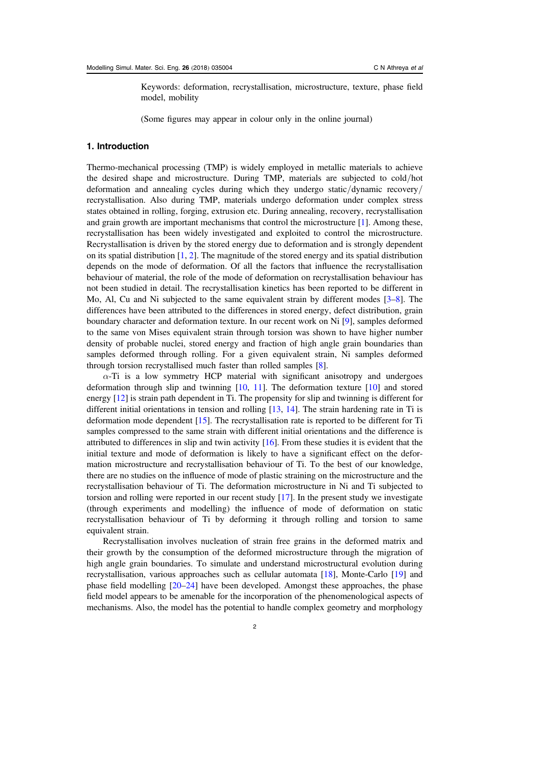Keywords: deformation, recrystallisation, microstructure, texture, phase field model, mobility

(Some figures may appear in colour only in the online journal)

## 1. Introduction

Thermo-mechanical processing (TMP) is widely employed in metallic materials to achieve the desired shape and microstructure. During TMP, materials are subjected to cold/hot deformation and annealing cycles during which they undergo static/dynamic recovery/recrystallisation. Also during TMP, materials undergo deformation under complex stress states obtained in rolling, forging, extrusion etc. During annealing, recovery, recrystallisation and grain growth are important mechanisms that control the microstructure [1]. Among these, recrystallisation has been widely investigated and exploited to control the microstructure. Recrystallisation is driven by the stored energy due to deformation and is strongly dependent on its spatial distribution [1, 2]. The magnitude of the stored energy and its spatial distribution depends on the mode of deformation. Of all the factors that influence the recrystallisation behaviour of material, the role of the mode of deformation on recrystallisation behaviour has not been studied in detail. The recrystallisation kinetics has been reported to be different in Mo, Al, Cu and Ni subjected to the same equivalent strain by different modes [3–8]. The differences have been attributed to the differences in stored energy, defect distribution, grain boundary character and deformation texture. In our recent work on Ni [9], samples deformed to the same von Mises equivalent strain through torsion was shown to have higher number density of probable nuclei, stored energy and fraction of high angle grain boundaries than samples deformed through rolling. For a given equivalent strain, Ni samples deformed through torsion recrystallised much faster than rolled samples [8].

$\alpha$-Ti is a low symmetry HCP material with significant anisotropy and undergoes deformation through slip and twinning [10, 11]. The deformation texture [10] and stored energy [12] is strain path dependent in Ti. The propensity for slip and twinning is different for different initial orientations in tension and rolling [13, 14]. The strain hardening rate in Ti is deformation mode dependent [15]. The recrystallisation rate is reported to be different for Ti samples compressed to the same strain with different initial orientations and the difference is attributed to differences in slip and twin activity [16]. From these studies it is evident that the initial texture and mode of deformation is likely to have a significant effect on the deformation microstructure and recrystallisation behaviour of Ti. To the best of our knowledge, there are no studies on the influence of mode of plastic straining on the microstructure and the recrystallisation behaviour of Ti. The deformation microstructure in Ni and Ti subjected to torsion and rolling were reported in our recent study [17]. In the present study we investigate (through experiments and modelling) the influence of mode of deformation on static recrystallisation behaviour of Ti by deforming it through rolling and torsion to same equivalent strain.

Recrystallisation involves nucleation of strain free grains in the deformed matrix and their growth by the consumption of the deformed microstructure through the migration of high angle grain boundaries. To simulate and understand microstructural evolution during recrystallisation, various approaches such as cellular automata [18], Monte-Carlo [19] and phase field modelling [20–24] have been developed. Amongst these approaches, the phase field model appears to be amenable for the incorporation of the phenomenological aspects of mechanisms. Also, the model has the potential to handle complex geometry and morphology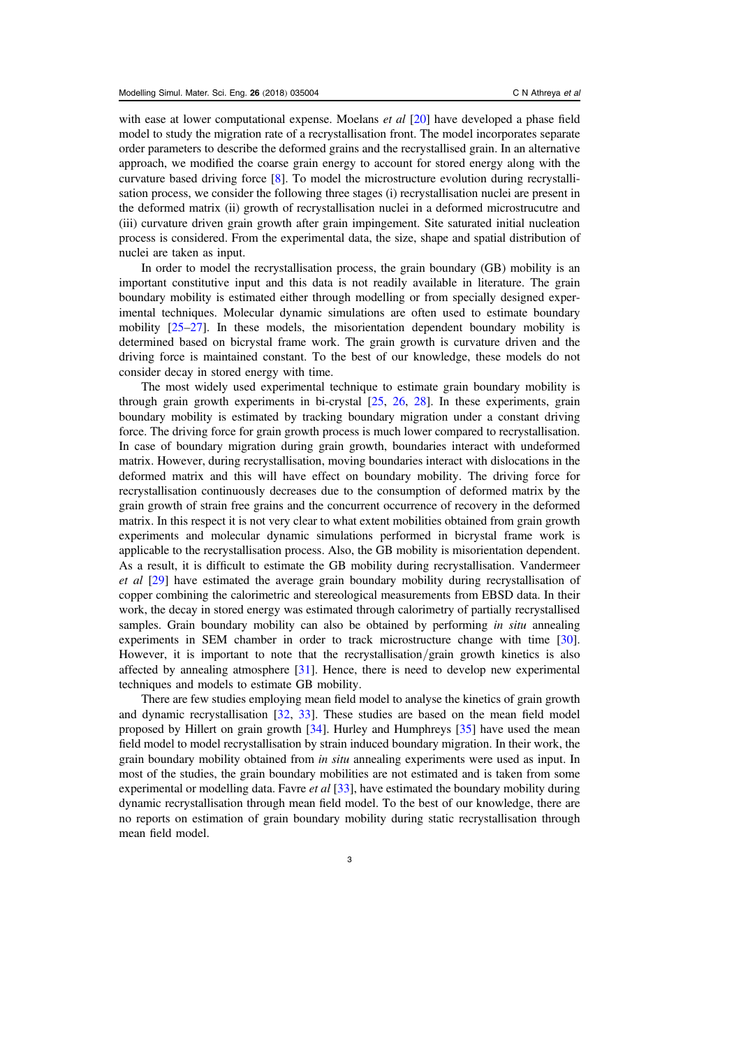with ease at lower computational expense. Moelans *et al* [20] have developed a phase field model to study the migration rate of a recrystallisation front. The model incorporates separate order parameters to describe the deformed grains and the recrystallised grain. In an alternative approach, we modified the coarse grain energy to account for stored energy along with the curvature based driving force [8]. To model the microstructure evolution during recrystallisation process, we consider the following three stages (i) recrystallisation nuclei are present in the deformed matrix (ii) growth of recrystallisation nuclei in a deformed microstrucutre and (iii) curvature driven grain growth after grain impingement. Site saturated initial nucleation process is considered. From the experimental data, the size, shape and spatial distribution of nuclei are taken as input.

In order to model the recrystallisation process, the grain boundary (GB) mobility is an important constitutive input and this data is not readily available in literature. The grain boundary mobility is estimated either through modelling or from specially designed experimental techniques. Molecular dynamic simulations are often used to estimate boundary mobility [25–27]. In these models, the misorientation dependent boundary mobility is determined based on bicrystal frame work. The grain growth is curvature driven and the driving force is maintained constant. To the best of our knowledge, these models do not consider decay in stored energy with time.

The most widely used experimental technique to estimate grain boundary mobility is through grain growth experiments in bi-crystal [25, 26, 28]. In these experiments, grain boundary mobility is estimated by tracking boundary migration under a constant driving force. The driving force for grain growth process is much lower compared to recrystallisation. In case of boundary migration during grain growth, boundaries interact with undeformed matrix. However, during recrystallisation, moving boundaries interact with dislocations in the deformed matrix and this will have effect on boundary mobility. The driving force for recrystallisation continuously decreases due to the consumption of deformed matrix by the grain growth of strain free grains and the concurrent occurrence of recovery in the deformed matrix. In this respect it is not very clear to what extent mobilities obtained from grain growth experiments and molecular dynamic simulations performed in bicrystal frame work is applicable to the recrystallisation process. Also, the GB mobility is misorientation dependent. As a result, it is difficult to estimate the GB mobility during recrystallisation. Vandermeer *et al* [29] have estimated the average grain boundary mobility during recrystallisation of copper combining the calorimetric and stereological measurements from EBSD data. In their work, the decay in stored energy was estimated through calorimetry of partially recrystallised samples. Grain boundary mobility can also be obtained by performing *in situ* annealing experiments in SEM chamber in order to track microstructure change with time [30]. However, it is important to note that the recrystallisation/grain growth kinetics is also affected by annealing atmosphere [31]. Hence, there is need to develop new experimental techniques and models to estimate GB mobility.

There are few studies employing mean field model to analyse the kinetics of grain growth and dynamic recrystallisation [32, 33]. These studies are based on the mean field model proposed by Hillert on grain growth [34]. Hurley and Humphreys [35] have used the mean field model to model recrystallisation by strain induced boundary migration. In their work, the grain boundary mobility obtained from *in situ* annealing experiments were used as input. In most of the studies, the grain boundary mobilities are not estimated and is taken from some experimental or modelling data. Favre *et al* [33], have estimated the boundary mobility during dynamic recrystallisation through mean field model. To the best of our knowledge, there are no reports on estimation of grain boundary mobility during static recrystallisation through mean field model.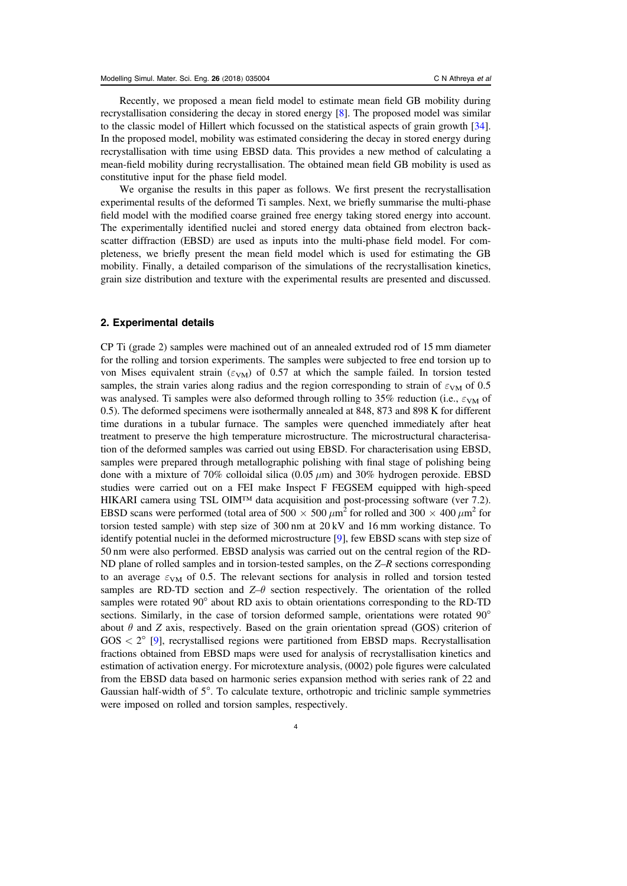Recently, we proposed a mean field model to estimate mean field GB mobility during recrystallisation considering the decay in stored energy [8]. The proposed model was similar to the classic model of Hillert which focussed on the statistical aspects of grain growth [34]. In the proposed model, mobility was estimated considering the decay in stored energy during recrystallisation with time using EBSD data. This provides a new method of calculating a mean-field mobility during recrystallisation. The obtained mean field GB mobility is used as constitutive input for the phase field model.

We organise the results in this paper as follows. We first present the recrystallisation experimental results of the deformed Ti samples. Next, we briefly summarise the multi-phase field model with the modified coarse grained free energy taking stored energy into account. The experimentally identified nuclei and stored energy data obtained from electron backscatter diffraction (EBSD) are used as inputs into the multi-phase field model. For completeness, we briefly present the mean field model which is used for estimating the GB mobility. Finally, a detailed comparison of the simulations of the recrystallisation kinetics, grain size distribution and texture with the experimental results are presented and discussed.

## 2. Experimental details

CP Ti (grade 2) samples were machined out of an annealed extruded rod of 15 mm diameter for the rolling and torsion experiments. The samples were subjected to free end torsion up to von Mises equivalent strain ($\varepsilon_{\mathrm{VM}}$) of 0.57 at which the sample failed. In torsion tested samples, the strain varies along radius and the region corresponding to strain of $\varepsilon_{\mathrm{VM}}$ of 0.5 was analysed. Ti samples were also deformed through rolling to 35% reduction (i.e., $\varepsilon_{\mathrm{VM}}$ of 0.5). The deformed specimens were isothermally annealed at 848, 873 and 898 K for different time durations in a tubular furnace. The samples were quenched immediately after heat treatment to preserve the high temperature microstructure. The microstructural characterisation of the deformed samples was carried out using EBSD. For characterisation using EBSD, samples were prepared through metallographic polishing with final stage of polishing being done with a mixture of 70% colloidal silica (0.05 $\mu$m) and 30% hydrogen peroxide. EBSD studies were carried out on a FEI make Inspect F FEGSEM equipped with high-speed HIKARI camera using TSL OIM™ data acquisition and post-processing software (ver 7.2). EBSD scans were performed (total area of $500 \times 500\ \mu\mathrm{m}^2$ for rolled and $300 \times 400\ \mu\mathrm{m}^2$ for torsion tested sample) with step size of 300 nm at 20 kV and 16 mm working distance. To identify potential nuclei in the deformed microstructure [9], few EBSD scans with step size of 50 nm were also performed. EBSD analysis was carried out on the central region of the RD-ND plane of rolled samples and in torsion-tested samples, on the *Z*–*R* sections corresponding to an average $\varepsilon_{\mathrm{VM}}$ of 0.5. The relevant sections for analysis in rolled and torsion tested samples are RD-TD section and *Z*–$\theta$ section respectively. The orientation of the rolled samples were rotated 90° about RD axis to obtain orientations corresponding to the RD-TD sections. Similarly, in the case of torsion deformed sample, orientations were rotated 90° about $\theta$ and *Z* axis, respectively. Based on the grain orientation spread (GOS) criterion of GOS $< 2°$ [9], recrystallised regions were partitioned from EBSD maps. Recrystallisation fractions obtained from EBSD maps were used for analysis of recrystallisation kinetics and estimation of activation energy. For microtexture analysis, (0002) pole figures were calculated from the EBSD data based on harmonic series expansion method with series rank of 22 and Gaussian half-width of 5°. To calculate texture, orthotropic and triclinic sample symmetries were imposed on rolled and torsion samples, respectively.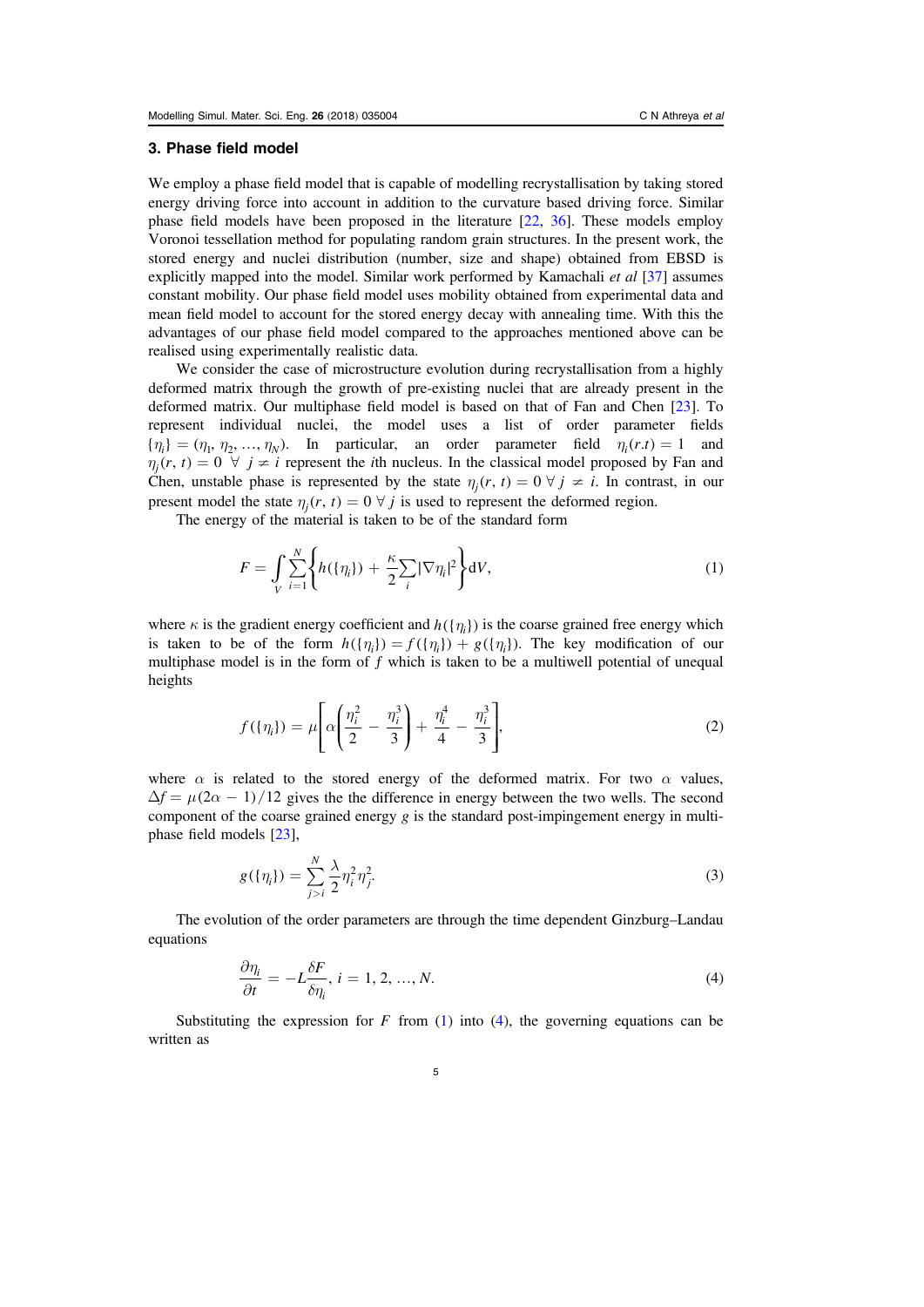## 3. Phase field model

We employ a phase field model that is capable of modelling recrystallisation by taking stored energy driving force into account in addition to the curvature based driving force. Similar phase field models have been proposed in the literature [22, 36]. These models employ Voronoi tessellation method for populating random grain structures. In the present work, the stored energy and nuclei distribution (number, size and shape) obtained from EBSD is explicitly mapped into the model. Similar work performed by Kamachali *et al* [37] assumes constant mobility. Our phase field model uses mobility obtained from experimental data and mean field model to account for the stored energy decay with annealing time. With this the advantages of our phase field model compared to the approaches mentioned above can be realised using experimentally realistic data.

We consider the case of microstructure evolution during recrystallisation from a highly deformed matrix through the growth of pre-existing nuclei that are already present in the deformed matrix. Our multiphase field model is based on that of Fan and Chen [23]. To represent individual nuclei, the model uses a list of order parameter fields $\{\eta_i\} = (\eta_1, \eta_2, \ldots, \eta_N)$. In particular, an order parameter field $\eta_i(r.t) = 1$ and $\eta_j(r, t) = 0 \;\forall\; j \neq i$ represent the $i$th nucleus. In the classical model proposed by Fan and Chen, unstable phase is represented by the state $\eta_j(r, t) = 0 \;\forall\; j \neq i$. In contrast, in our present model the state $\eta_j(r, t) = 0 \;\forall\; j$ is used to represent the deformed region.

The energy of the material is taken to be of the standard form

$$F = \int_V \sum_{i=1}^{N} \left\{ h(\{\eta_i\}) + \frac{\kappa}{2} \sum_i |\nabla \eta_i|^2 \right\} \mathrm{d}V, \tag{1}$$

where $\kappa$ is the gradient energy coefficient and $h(\{\eta_i\})$ is the coarse grained free energy which is taken to be of the form $h(\{\eta_i\}) = f(\{\eta_i\}) + g(\{\eta_i\})$. The key modification of our multiphase model is in the form of $f$ which is taken to be a multiwell potential of unequal heights

$$f(\{\eta_i\}) = \mu \left[ \alpha \left( \frac{\eta_i^2}{2} - \frac{\eta_i^3}{3} \right) + \frac{\eta_i^4}{4} - \frac{\eta_i^3}{3} \right], \tag{2}$$

where $\alpha$ is related to the stored energy of the deformed matrix. For two $\alpha$ values, $\Delta f = \mu(2\alpha - 1)/12$ gives the the difference in energy between the two wells. The second component of the coarse grained energy $g$ is the standard post-impingement energy in multiphase field models [23],

$$g(\{\eta_i\}) = \sum_{j>i}^{N} \frac{\lambda}{2} \eta_i^2 \eta_j^2. \tag{3}$$

The evolution of the order parameters are through the time dependent Ginzburg–Landau equations

$$\frac{\partial \eta_i}{\partial t} = -L \frac{\delta F}{\delta \eta_i}, \; i = 1, 2, \ldots, N. \tag{4}$$

Substituting the expression for $F$ from (1) into (4), the governing equations can be written as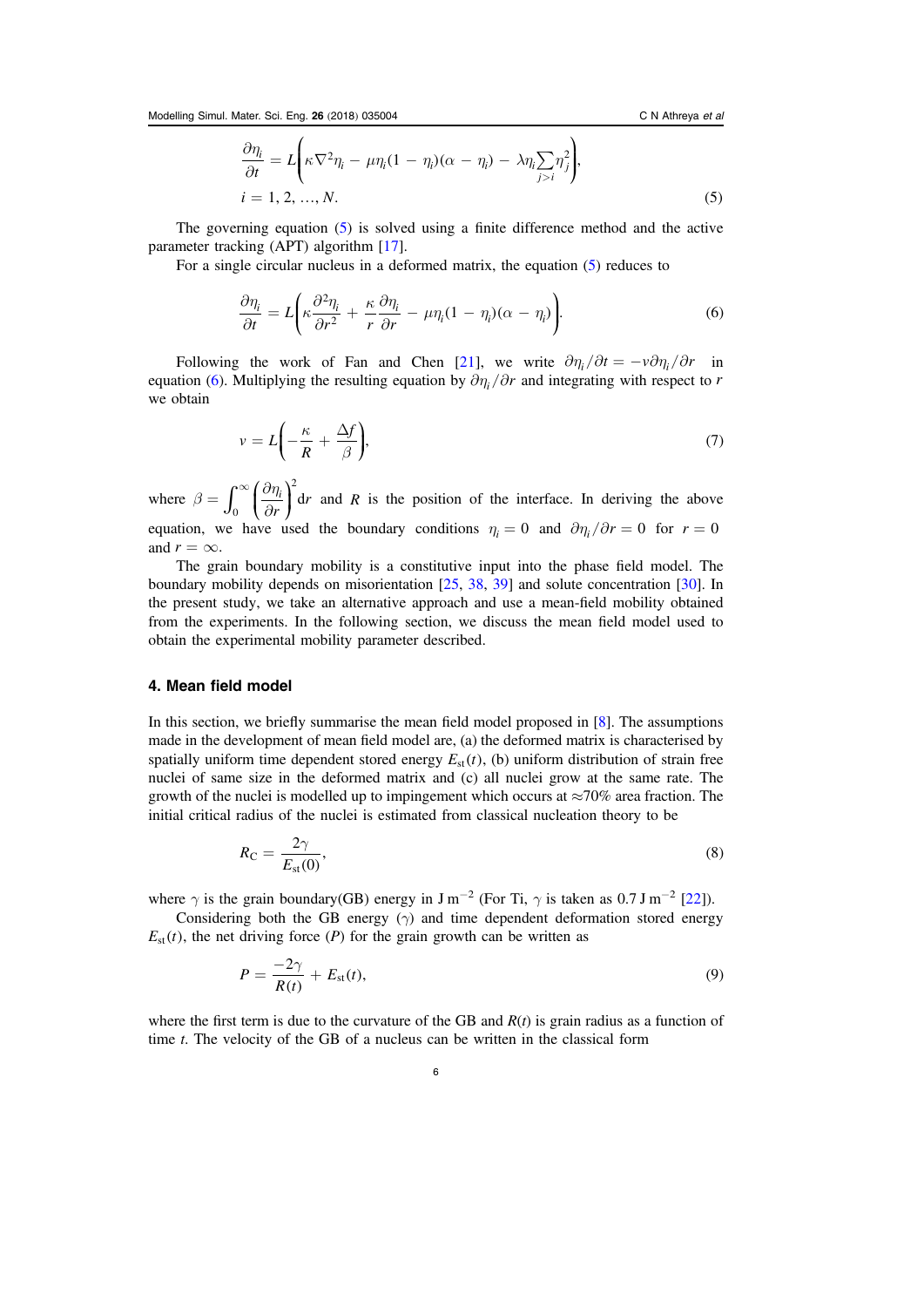$$\frac{\partial \eta_i}{\partial t} = L\left(\kappa \nabla^2 \eta_i - \mu \eta_i (1 - \eta_i)(\alpha - \eta_i) - \lambda \eta_i \sum_{j>i} \eta_j^2\right),$$
$$i = 1, 2, \ldots, N. \tag{5}$$

The governing equation (5) is solved using a finite difference method and the active parameter tracking (APT) algorithm [17].

For a single circular nucleus in a deformed matrix, the equation (5) reduces to

$$\frac{\partial \eta_i}{\partial t} = L\left(\kappa \frac{\partial^2 \eta_i}{\partial r^2} + \frac{\kappa}{r}\frac{\partial \eta_i}{\partial r} - \mu \eta_i (1 - \eta_i)(\alpha - \eta_i)\right). \tag{6}$$

Following the work of Fan and Chen [21], we write $\partial \eta_i / \partial t = -v \partial \eta_i / \partial r$ in equation (6). Multiplying the resulting equation by $\partial \eta_i / \partial r$ and integrating with respect to $r$ we obtain

$$v = L\left(-\frac{\kappa}{R} + \frac{\Delta f}{\beta}\right), \tag{7}$$

where $\beta = \int_0^\infty \left(\frac{\partial \eta_i}{\partial r}\right)^2 \mathrm{d}r$ and $R$ is the position of the interface. In deriving the above equation, we have used the boundary conditions $\eta_i = 0$ and $\partial \eta_i / \partial r = 0$ for $r = 0$ and $r = \infty$.

The grain boundary mobility is a constitutive input into the phase field model. The boundary mobility depends on misorientation [25, 38, 39] and solute concentration [30]. In the present study, we take an alternative approach and use a mean-field mobility obtained from the experiments. In the following section, we discuss the mean field model used to obtain the experimental mobility parameter described.

## 4. Mean field model

In this section, we briefly summarise the mean field model proposed in [8]. The assumptions made in the development of mean field model are, (a) the deformed matrix is characterised by spatially uniform time dependent stored energy $E_{\mathrm{st}}(t)$, (b) uniform distribution of strain free nuclei of same size in the deformed matrix and (c) all nuclei grow at the same rate. The growth of the nuclei is modelled up to impingement which occurs at $\approx$70% area fraction. The initial critical radius of the nuclei is estimated from classical nucleation theory to be

$$R_{\mathrm{C}} = \frac{2\gamma}{E_{\mathrm{st}}(0)}, \tag{8}$$

where $\gamma$ is the grain boundary(GB) energy in J m$^{-2}$ (For Ti, $\gamma$ is taken as 0.7 J m$^{-2}$ [22]).

Considering both the GB energy ($\gamma$) and time dependent deformation stored energy $E_{\mathrm{st}}(t)$, the net driving force ($P$) for the grain growth can be written as

$$P = \frac{-2\gamma}{R(t)} + E_{\mathrm{st}}(t), \tag{9}$$

where the first term is due to the curvature of the GB and $R(t)$ is grain radius as a function of time $t$. The velocity of the GB of a nucleus can be written in the classical form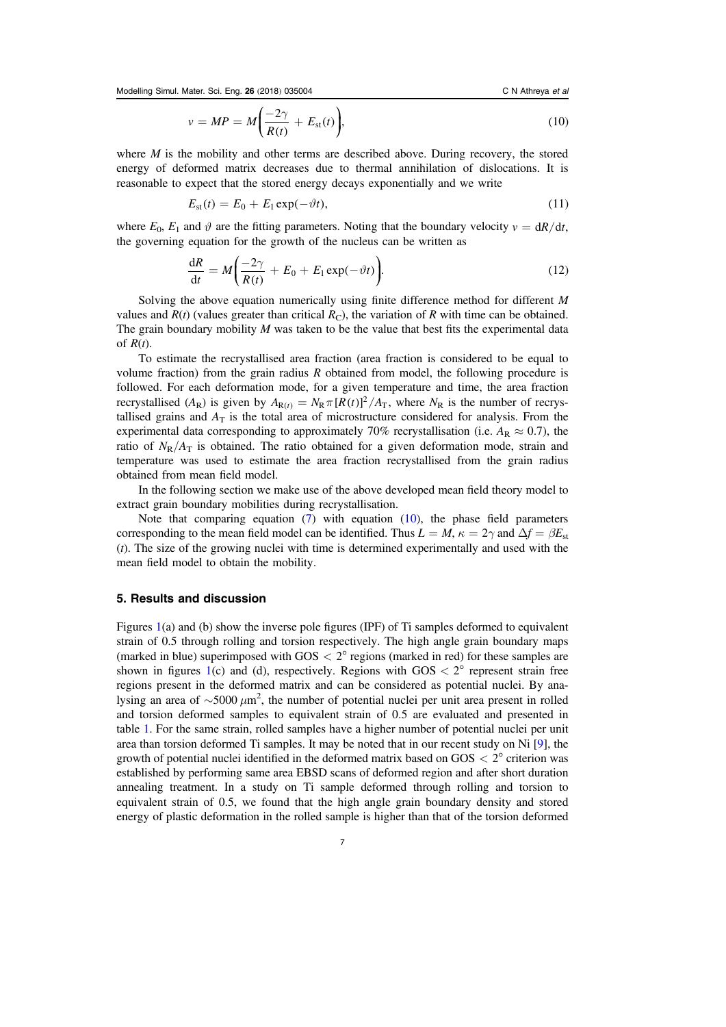$$v = MP = M\left(\frac{-2\gamma}{R(t)} + E_{\rm st}(t)\right), \tag{10}$$

where $M$ is the mobility and other terms are described above. During recovery, the stored energy of deformed matrix decreases due to thermal annihilation of dislocations. It is reasonable to expect that the stored energy decays exponentially and we write

$$E_{\rm st}(t) = E_0 + E_1 \exp(-\vartheta t), \tag{11}$$

where $E_0$, $E_1$ and $\vartheta$ are the fitting parameters. Noting that the boundary velocity $v = \mathrm{d}R/\mathrm{d}t$, the governing equation for the growth of the nucleus can be written as

$$\frac{\mathrm{d}R}{\mathrm{d}t} = M\left(\frac{-2\gamma}{R(t)} + E_0 + E_1 \exp(-\vartheta t)\right). \tag{12}$$

Solving the above equation numerically using finite difference method for different $M$ values and $R(t)$ (values greater than critical $R_{\rm C}$), the variation of $R$ with time can be obtained. The grain boundary mobility $M$ was taken to be the value that best fits the experimental data of $R(t)$.

To estimate the recrystallised area fraction (area fraction is considered to be equal to volume fraction) from the grain radius $R$ obtained from model, the following procedure is followed. For each deformation mode, for a given temperature and time, the area fraction recrystallised ($A_{\rm R}$) is given by $A_{{\rm R}(t)} = N_{\rm R}\pi[R(t)]^2/A_{\rm T}$, where $N_{\rm R}$ is the number of recrystallised grains and $A_{\rm T}$ is the total area of microstructure considered for analysis. From the experimental data corresponding to approximately 70% recrystallisation (i.e. $A_{\rm R} \approx 0.7$), the ratio of $N_{\rm R}/A_{\rm T}$ is obtained. The ratio obtained for a given deformation mode, strain and temperature was used to estimate the area fraction recrystallised from the grain radius obtained from mean field model.

In the following section we make use of the above developed mean field theory model to extract grain boundary mobilities during recrystallisation.

Note that comparing equation (7) with equation (10), the phase field parameters corresponding to the mean field model can be identified. Thus $L = M$, $\kappa = 2\gamma$ and $\Delta f = \beta E_{\rm st}(t)$. The size of the growing nuclei with time is determined experimentally and used with the mean field model to obtain the mobility.

## 5. Results and discussion

Figures 1(a) and (b) show the inverse pole figures (IPF) of Ti samples deformed to equivalent strain of 0.5 through rolling and torsion respectively. The high angle grain boundary maps (marked in blue) superimposed with GOS $< 2^\circ$ regions (marked in red) for these samples are shown in figures 1(c) and (d), respectively. Regions with GOS $< 2^\circ$ represent strain free regions present in the deformed matrix and can be considered as potential nuclei. By analysing an area of $\sim$5000 $\mu$m$^2$, the number of potential nuclei per unit area present in rolled and torsion deformed samples to equivalent strain of 0.5 are evaluated and presented in table 1. For the same strain, rolled samples have a higher number of potential nuclei per unit area than torsion deformed Ti samples. It may be noted that in our recent study on Ni [9], the growth of potential nuclei identified in the deformed matrix based on GOS $< 2^\circ$ criterion was established by performing same area EBSD scans of deformed region and after short duration annealing treatment. In a study on Ti sample deformed through rolling and torsion to equivalent strain of 0.5, we found that the high angle grain boundary density and stored energy of plastic deformation in the rolled sample is higher than that of the torsion deformed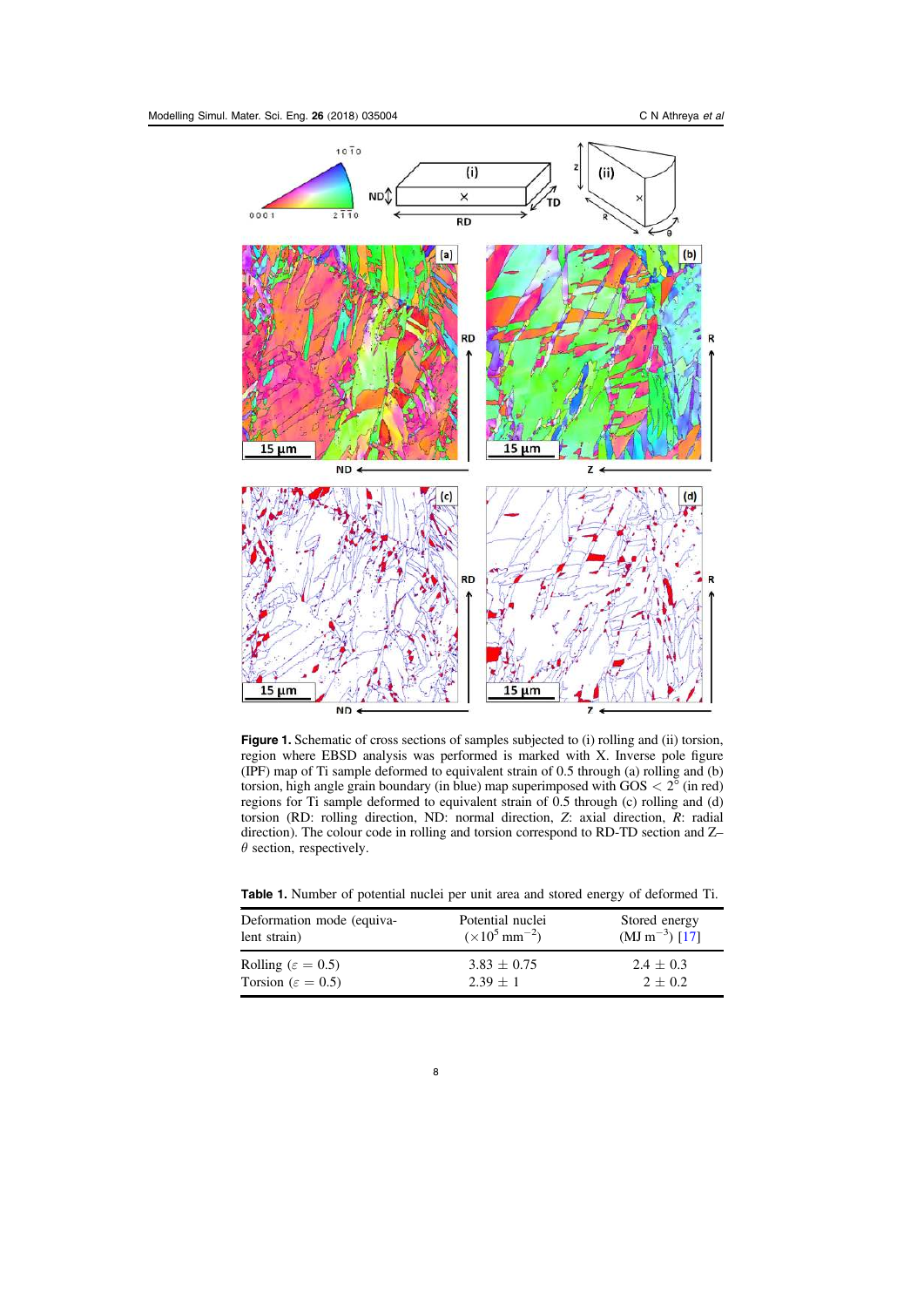**Figure 1.** Schematic of cross sections of samples subjected to (i) rolling and (ii) torsion, region where EBSD analysis was performed is marked with X. Inverse pole figure (IPF) map of Ti sample deformed to equivalent strain of 0.5 through (a) rolling and (b) torsion, high angle grain boundary (in blue) map superimposed with GOS $< 2°$ (in red) regions for Ti sample deformed to equivalent strain of 0.5 through (c) rolling and (d) torsion (RD: rolling direction, ND: normal direction, $Z$: axial direction, $R$: radial direction). The colour code in rolling and torsion correspond to RD-TD section and $Z$–$\theta$ section, respectively.

**Table 1.** Number of potential nuclei per unit area and stored energy of deformed Ti.

| Deformation mode (equivalent strain) | Potential nuclei ($\times 10^5$ mm$^{-2}$) | Stored energy (MJ m$^{-3}$) [17] |
| --- | --- | --- |
| Rolling ($\varepsilon = 0.5$) | $3.83 \pm 0.75$ | $2.4 \pm 0.3$ |
| Torsion ($\varepsilon = 0.5$) | $2.39 \pm 1$ | $2 \pm 0.2$ |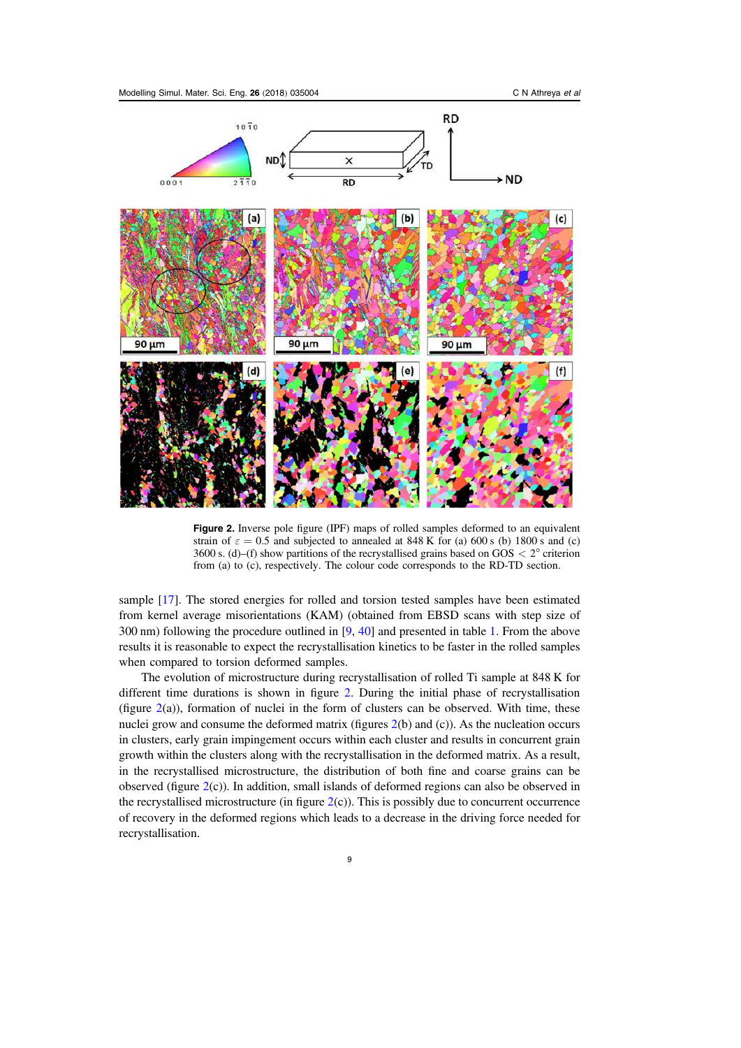Figure 2. Inverse pole figure (IPF) maps of rolled samples deformed to an equivalent strain of $\varepsilon = 0.5$ and subjected to annealed at 848 K for (a) 600 s (b) 1800 s and (c) 3600 s. (d)–(f) show partitions of the recrystallised grains based on GOS $< 2°$ criterion from (a) to (c), respectively. The colour code corresponds to the RD-TD section.

sample [17]. The stored energies for rolled and torsion tested samples have been estimated from kernel average misorientations (KAM) (obtained from EBSD scans with step size of 300 nm) following the procedure outlined in [9, 40] and presented in table 1. From the above results it is reasonable to expect the recrystallisation kinetics to be faster in the rolled samples when compared to torsion deformed samples.

The evolution of microstructure during recrystallisation of rolled Ti sample at 848 K for different time durations is shown in figure 2. During the initial phase of recrystallisation (figure 2(a)), formation of nuclei in the form of clusters can be observed. With time, these nuclei grow and consume the deformed matrix (figures 2(b) and (c)). As the nucleation occurs in clusters, early grain impingement occurs within each cluster and results in concurrent grain growth within the clusters along with the recrystallisation in the deformed matrix. As a result, in the recrystallised microstructure, the distribution of both fine and coarse grains can be observed (figure 2(c)). In addition, small islands of deformed regions can also be observed in the recrystallised microstructure (in figure 2(c)). This is possibly due to concurrent occurrence of recovery in the deformed regions which leads to a decrease in the driving force needed for recrystallisation.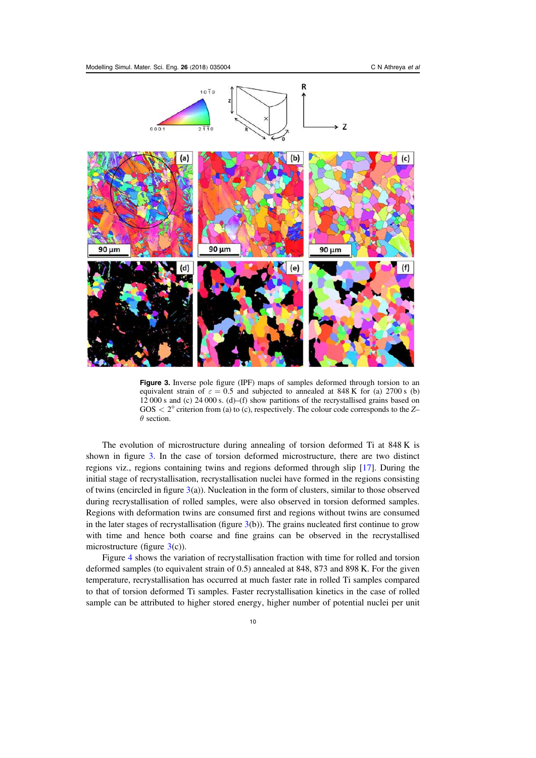Figure 3. Inverse pole figure (IPF) maps of samples deformed through torsion to an equivalent strain of $\varepsilon = 0.5$ and subjected to annealed at 848 K for (a) 2700 s (b) 12 000 s and (c) 24 000 s. (d)–(f) show partitions of the recrystallised grains based on GOS $< 2°$ criterion from (a) to (c), respectively. The colour code corresponds to the $Z$–$\theta$ section.

The evolution of microstructure during annealing of torsion deformed Ti at 848 K is shown in figure 3. In the case of torsion deformed microstructure, there are two distinct regions viz., regions containing twins and regions deformed through slip [17]. During the initial stage of recrystallisation, recrystallisation nuclei have formed in the regions consisting of twins (encircled in figure 3(a)). Nucleation in the form of clusters, similar to those observed during recrystallisation of rolled samples, were also observed in torsion deformed samples. Regions with deformation twins are consumed first and regions without twins are consumed in the later stages of recrystallisation (figure 3(b)). The grains nucleated first continue to grow with time and hence both coarse and fine grains can be observed in the recrystallised microstructure (figure 3(c)).

Figure 4 shows the variation of recrystallisation fraction with time for rolled and torsion deformed samples (to equivalent strain of 0.5) annealed at 848, 873 and 898 K. For the given temperature, recrystallisation has occurred at much faster rate in rolled Ti samples compared to that of torsion deformed Ti samples. Faster recrystallisation kinetics in the case of rolled sample can be attributed to higher stored energy, higher number of potential nuclei per unit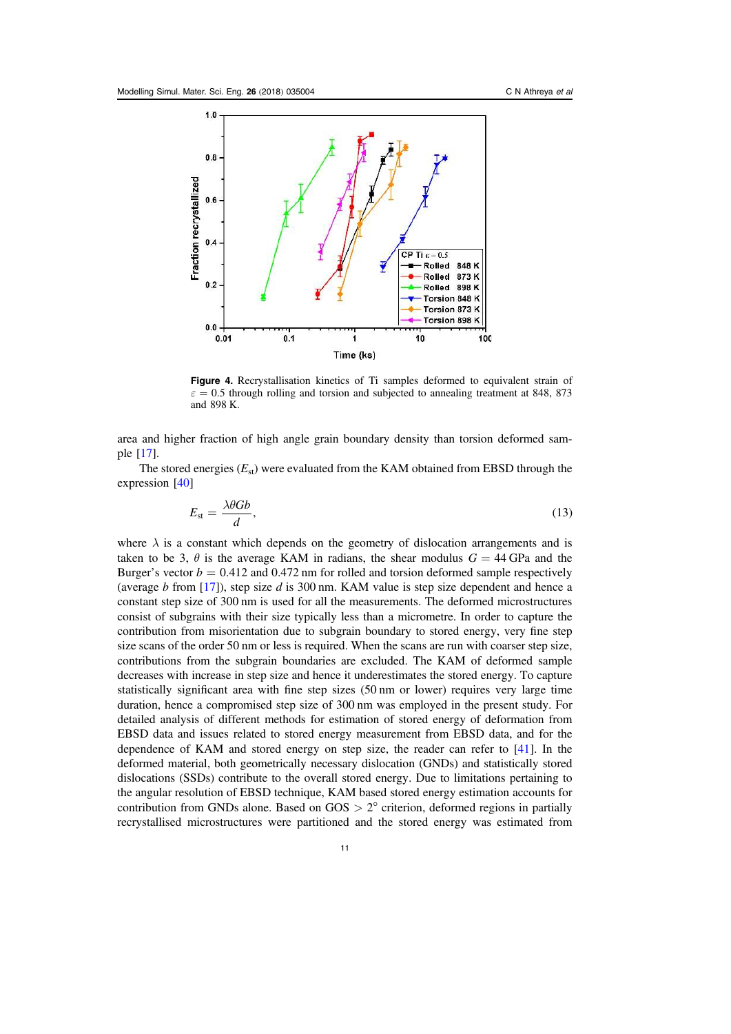1.0
0.8
0.6
0.4
0.2
0.0
Fraction recrystallized
0.01
0.1
1
10
100
Time (ks)
CP Ti ε – 0.5
Rolled 848 K
Rolled 873 K
Rolled 898 K
Torsion 848 K
Torsion 873 K
Torsion 898 K

**Figure 4.** Recrystallisation kinetics of Ti samples deformed to equivalent strain of $\varepsilon = 0.5$ through rolling and torsion and subjected to annealing treatment at 848, 873 and 898 K.

area and higher fraction of high angle grain boundary density than torsion deformed sample [17].

The stored energies ($E_{st}$) were evaluated from the KAM obtained from EBSD through the expression [40]

$$E_{st} = \frac{\lambda \theta G b}{d}, \tag{13}$$

where $\lambda$ is a constant which depends on the geometry of dislocation arrangements and is taken to be 3, $\theta$ is the average KAM in radians, the shear modulus $G = 44$ GPa and the Burger's vector $b = 0.412$ and 0.472 nm for rolled and torsion deformed sample respectively (average $b$ from [17]), step size $d$ is 300 nm. KAM value is step size dependent and hence a constant step size of 300 nm is used for all the measurements. The deformed microstructures consist of subgrains with their size typically less than a micrometre. In order to capture the contribution from misorientation due to subgrain boundary to stored energy, very fine step size scans of the order 50 nm or less is required. When the scans are run with coarser step size, contributions from the subgrain boundaries are excluded. The KAM of deformed sample decreases with increase in step size and hence it underestimates the stored energy. To capture statistically significant area with fine step sizes (50 nm or lower) requires very large time duration, hence a compromised step size of 300 nm was employed in the present study. For detailed analysis of different methods for estimation of stored energy of deformation from EBSD data and issues related to stored energy measurement from EBSD data, and for the dependence of KAM and stored energy on step size, the reader can refer to [41]. In the deformed material, both geometrically necessary dislocation (GNDs) and statistically stored dislocations (SSDs) contribute to the overall stored energy. Due to limitations pertaining to the angular resolution of EBSD technique, KAM based stored energy estimation accounts for contribution from GNDs alone. Based on GOS $> 2°$ criterion, deformed regions in partially recrystallised microstructures were partitioned and the stored energy was estimated from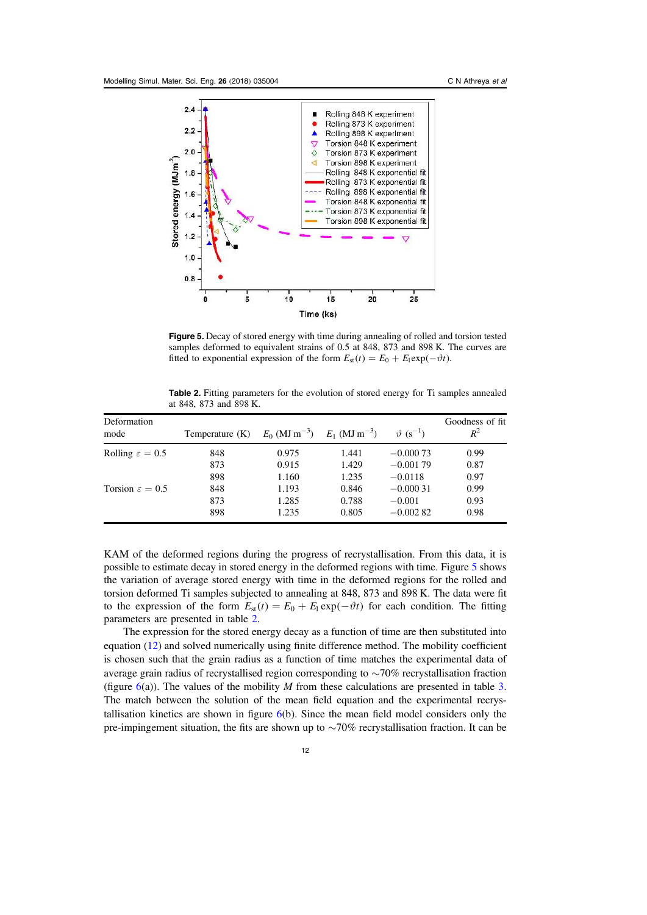Stored energy (MJm$^{-3}$)

2.4
2.2
2.0
1.8
1.6
1.4
1.2
1.0
0.8

0
5
10
15
20
25

Time (ks)

Rolling 848 K experiment
Rolling 873 K experiment
Rolling 898 K experiment
Torsion 848 K experiment
Torsion 873 K experiment
Torsion 898 K experiment
Rolling 848 K exponential fit
Rolling 873 K exponential fit
Rolling 898 K exponential fit
Torsion 848 K exponential fit
Torsion 873 K exponential fit
Torsion 898 K exponential fit

**Figure 5.** Decay of stored energy with time during annealing of rolled and torsion tested samples deformed to equivalent strains of 0.5 at 848, 873 and 898 K. The curves are fitted to exponential expression of the form $E_{st}(t) = E_0 + E_1\exp(-\vartheta t)$.

**Table 2.** Fitting parameters for the evolution of stored energy for Ti samples annealed at 848, 873 and 898 K.

| Deformation mode | Temperature (K) | $E_0$ (MJ m$^{-3}$) | $E_1$ (MJ m$^{-3}$) | $\vartheta$ (s$^{-1}$) | Goodness of fit $R^2$ |
|---|---|---|---|---|---|
| Rolling $\varepsilon = 0.5$ | 848 | 0.975 | 1.441 | −0.000 73 | 0.99 |
| | 873 | 0.915 | 1.429 | −0.001 79 | 0.87 |
| | 898 | 1.160 | 1.235 | −0.0118 | 0.97 |
| Torsion $\varepsilon = 0.5$ | 848 | 1.193 | 0.846 | −0.000 31 | 0.99 |
| | 873 | 1.285 | 0.788 | −0.001 | 0.93 |
| | 898 | 1.235 | 0.805 | −0.002 82 | 0.98 |

KAM of the deformed regions during the progress of recrystallisation. From this data, it is possible to estimate decay in stored energy in the deformed regions with time. Figure 5 shows the variation of average stored energy with time in the deformed regions for the rolled and torsion deformed Ti samples subjected to annealing at 848, 873 and 898 K. The data were fit to the expression of the form $E_{st}(t) = E_0 + E_1\exp(-\vartheta t)$ for each condition. The fitting parameters are presented in table 2.

The expression for the stored energy decay as a function of time are then substituted into equation (12) and solved numerically using finite difference method. The mobility coefficient is chosen such that the grain radius as a function of time matches the experimental data of average grain radius of recrystallised region corresponding to ~70% recrystallisation fraction (figure 6(a)). The values of the mobility $M$ from these calculations are presented in table 3. The match between the solution of the mean field equation and the experimental recrystallisation kinetics are shown in figure 6(b). Since the mean field model considers only the pre-impingement situation, the fits are shown up to ~70% recrystallisation fraction. It can be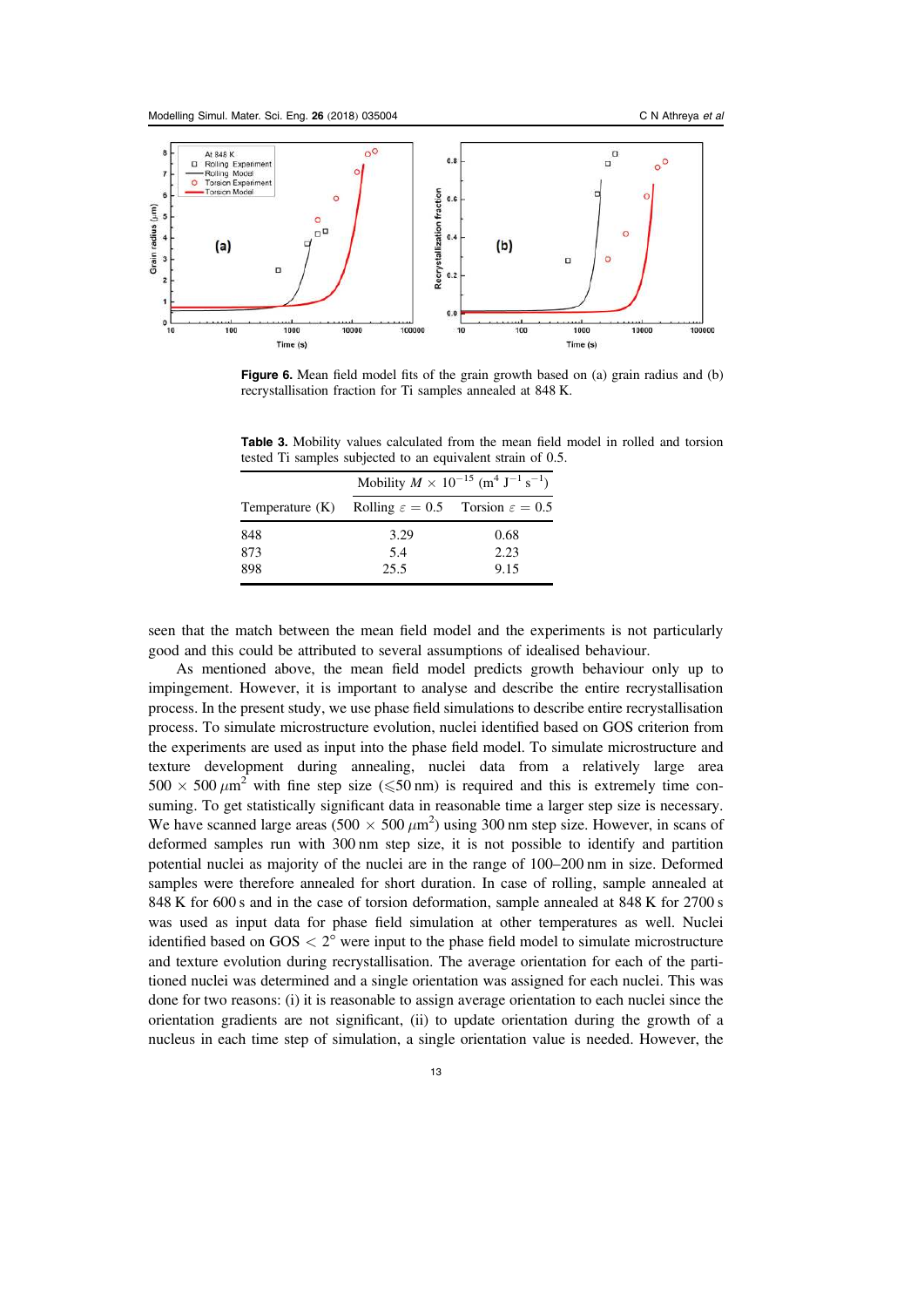(a)

At 848 K

Rolling Experiment

Rolling Model

Torsion Experiment

Torsion Model

Grain radius (μm)

0 1 2 3 4 5 6 7 8

10 100 1000 10000 100000

Time (s)

(b)

Recrystallization fraction

0.0 0.2 0.4 0.6 0.8

10 100 1000 10000 100000

Time (s)

**Figure 6.** Mean field model fits of the grain growth based on (a) grain radius and (b) recrystallisation fraction for Ti samples annealed at 848 K.

**Table 3.** Mobility values calculated from the mean field model in rolled and torsion tested Ti samples subjected to an equivalent strain of 0.5.

| | Mobility $M \times 10^{-15}$ ($m^4 J^{-1} s^{-1}$) | |
|---|---|---|
| Temperature (K) | Rolling $\varepsilon = 0.5$ | Torsion $\varepsilon = 0.5$ |
| 848 | 3.29 | 0.68 |
| 873 | 5.4 | 2.23 |
| 898 | 25.5 | 9.15 |

seen that the match between the mean field model and the experiments is not particularly good and this could be attributed to several assumptions of idealised behaviour.

As mentioned above, the mean field model predicts growth behaviour only up to impingement. However, it is important to analyse and describe the entire recrystallisation process. In the present study, we use phase field simulations to describe entire recrystallisation process. To simulate microstructure evolution, nuclei identified based on GOS criterion from the experiments are used as input into the phase field model. To simulate microstructure and texture development during annealing, nuclei data from a relatively large area $500 \times 500\ \mu m^2$ with fine step size ($\leqslant$50 nm) is required and this is extremely time consuming. To get statistically significant data in reasonable time a larger step size is necessary. We have scanned large areas ($500 \times 500\ \mu m^2$) using 300 nm step size. However, in scans of deformed samples run with 300 nm step size, it is not possible to identify and partition potential nuclei as majority of the nuclei are in the range of 100–200 nm in size. Deformed samples were therefore annealed for short duration. In case of rolling, sample annealed at 848 K for 600 s and in the case of torsion deformation, sample annealed at 848 K for 2700 s was used as input data for phase field simulation at other temperatures as well. Nuclei identified based on GOS $< 2°$ were input to the phase field model to simulate microstructure and texture evolution during recrystallisation. The average orientation for each of the partitioned nuclei was determined and a single orientation was assigned for each nuclei. This was done for two reasons: (i) it is reasonable to assign average orientation to each nuclei since the orientation gradients are not significant, (ii) to update orientation during the growth of a nucleus in each time step of simulation, a single orientation value is needed. However, the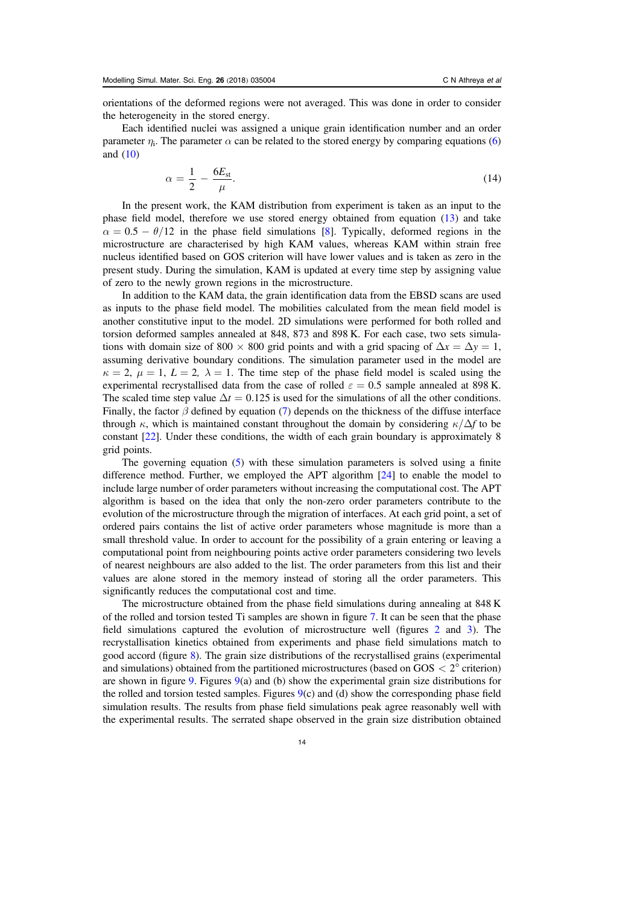orientations of the deformed regions were not averaged. This was done in order to consider the heterogeneity in the stored energy.

Each identified nuclei was assigned a unique grain identification number and an order parameter $\eta_i$. The parameter $\alpha$ can be related to the stored energy by comparing equations (6) and (10)

$$\alpha = \frac{1}{2} - \frac{6E_{st}}{\mu}. \tag{14}$$

In the present work, the KAM distribution from experiment is taken as an input to the phase field model, therefore we use stored energy obtained from equation (13) and take $\alpha = 0.5 - \theta/12$ in the phase field simulations [8]. Typically, deformed regions in the microstructure are characterised by high KAM values, whereas KAM within strain free nucleus identified based on GOS criterion will have lower values and is taken as zero in the present study. During the simulation, KAM is updated at every time step by assigning value of zero to the newly grown regions in the microstructure.

In addition to the KAM data, the grain identification data from the EBSD scans are used as inputs to the phase field model. The mobilities calculated from the mean field model is another constitutive input to the model. 2D simulations were performed for both rolled and torsion deformed samples annealed at 848, 873 and 898 K. For each case, two sets simulations with domain size of $800 \times 800$ grid points and with a grid spacing of $\Delta x = \Delta y = 1$, assuming derivative boundary conditions. The simulation parameter used in the model are $\kappa = 2$, $\mu = 1$, $L = 2$, $\lambda = 1$. The time step of the phase field model is scaled using the experimental recrystallised data from the case of rolled $\varepsilon = 0.5$ sample annealed at 898 K. The scaled time step value $\Delta t = 0.125$ is used for the simulations of all the other conditions. Finally, the factor $\beta$ defined by equation (7) depends on the thickness of the diffuse interface through $\kappa$, which is maintained constant throughout the domain by considering $\kappa/\Delta f$ to be constant [22]. Under these conditions, the width of each grain boundary is approximately 8 grid points.

The governing equation (5) with these simulation parameters is solved using a finite difference method. Further, we employed the APT algorithm [24] to enable the model to include large number of order parameters without increasing the computational cost. The APT algorithm is based on the idea that only the non-zero order parameters contribute to the evolution of the microstructure through the migration of interfaces. At each grid point, a set of ordered pairs contains the list of active order parameters whose magnitude is more than a small threshold value. In order to account for the possibility of a grain entering or leaving a computational point from neighbouring points active order parameters considering two levels of nearest neighbours are also added to the list. The order parameters from this list and their values are alone stored in the memory instead of storing all the order parameters. This significantly reduces the computational cost and time.

The microstructure obtained from the phase field simulations during annealing at 848 K of the rolled and torsion tested Ti samples are shown in figure 7. It can be seen that the phase field simulations captured the evolution of microstructure well (figures 2 and 3). The recrystallisation kinetics obtained from experiments and phase field simulations match to good accord (figure 8). The grain size distributions of the recrystallised grains (experimental and simulations) obtained from the partitioned microstructures (based on GOS $< 2°$ criterion) are shown in figure 9. Figures 9(a) and (b) show the experimental grain size distributions for the rolled and torsion tested samples. Figures 9(c) and (d) show the corresponding phase field simulation results. The results from phase field simulations peak agree reasonably well with the experimental results. The serrated shape observed in the grain size distribution obtained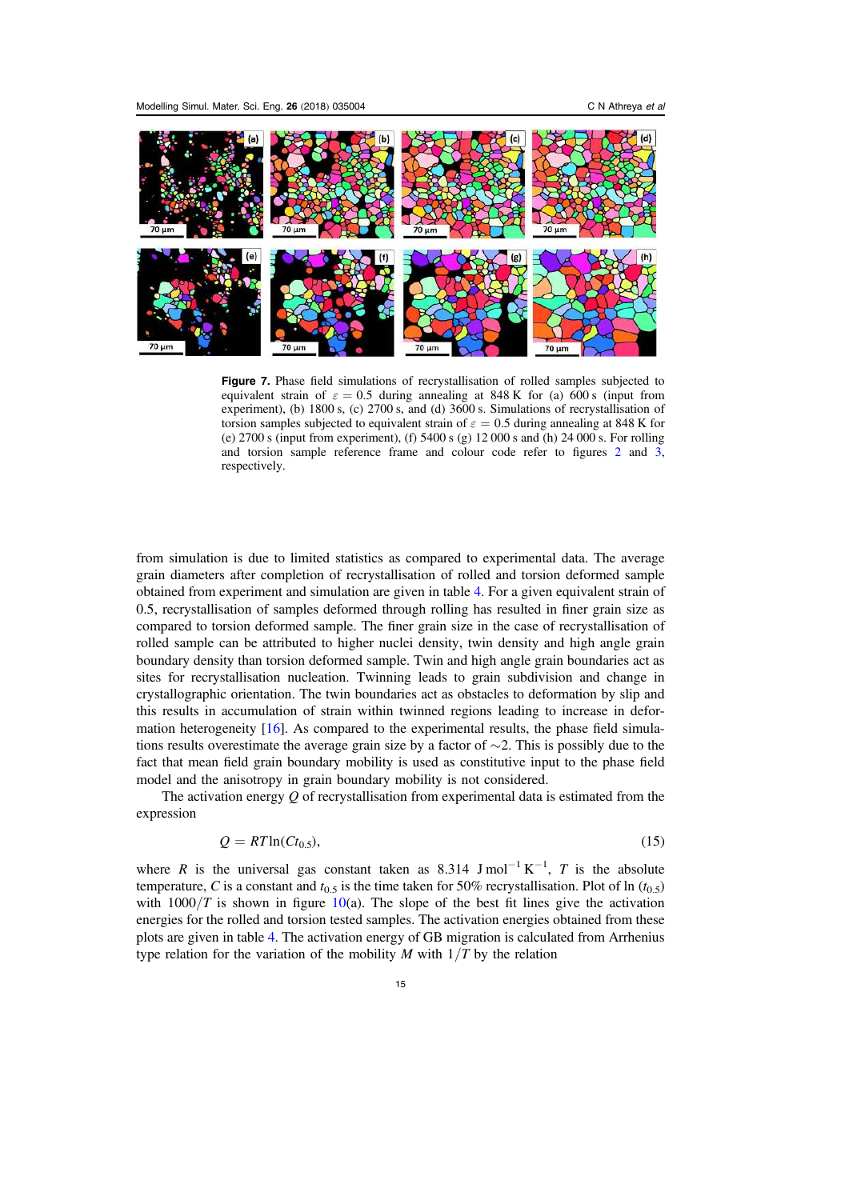**Figure 7.** Phase field simulations of recrystallisation of rolled samples subjected to equivalent strain of $\varepsilon = 0.5$ during annealing at 848 K for (a) 600 s (input from experiment), (b) 1800 s, (c) 2700 s, and (d) 3600 s. Simulations of recrystallisation of torsion samples subjected to equivalent strain of $\varepsilon = 0.5$ during annealing at 848 K for (e) 2700 s (input from experiment), (f) 5400 s (g) 12 000 s and (h) 24 000 s. For rolling and torsion sample reference frame and colour code refer to figures 2 and 3, respectively.

from simulation is due to limited statistics as compared to experimental data. The average grain diameters after completion of recrystallisation of rolled and torsion deformed sample obtained from experiment and simulation are given in table 4. For a given equivalent strain of 0.5, recrystallisation of samples deformed through rolling has resulted in finer grain size as compared to torsion deformed sample. The finer grain size in the case of recrystallisation of rolled sample can be attributed to higher nuclei density, twin density and high angle grain boundary density than torsion deformed sample. Twin and high angle grain boundaries act as sites for recrystallisation nucleation. Twinning leads to grain subdivision and change in crystallographic orientation. The twin boundaries act as obstacles to deformation by slip and this results in accumulation of strain within twinned regions leading to increase in deformation heterogeneity [16]. As compared to the experimental results, the phase field simulations results overestimate the average grain size by a factor of ~2. This is possibly due to the fact that mean field grain boundary mobility is used as constitutive input to the phase field model and the anisotropy in grain boundary mobility is not considered.

The activation energy $Q$ of recrystallisation from experimental data is estimated from the expression

$$Q = RT\ln(Ct_{0.5}), \tag{15}$$

where $R$ is the universal gas constant taken as 8.314 J mol$^{-1}$ K$^{-1}$, $T$ is the absolute temperature, $C$ is a constant and $t_{0.5}$ is the time taken for 50% recrystallisation. Plot of ln ($t_{0.5}$) with $1000/T$ is shown in figure 10(a). The slope of the best fit lines give the activation energies for the rolled and torsion tested samples. The activation energies obtained from these plots are given in table 4. The activation energy of GB migration is calculated from Arrhenius type relation for the variation of the mobility $M$ with $1/T$ by the relation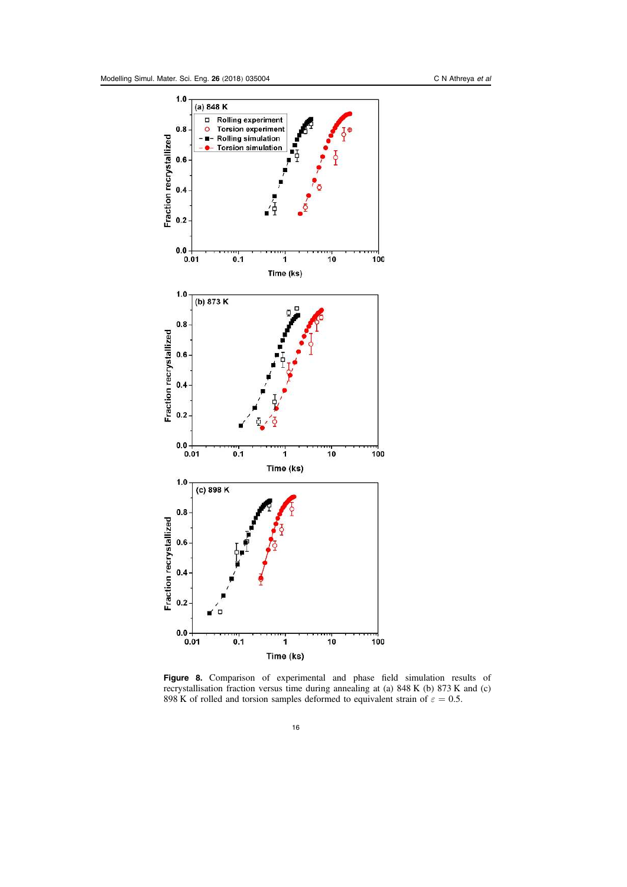**Figure 8.** Comparison of experimental and phase field simulation results of recrystallisation fraction versus time during annealing at (a) 848 K (b) 873 K and (c) 898 K of rolled and torsion samples deformed to equivalent strain of $\varepsilon = 0.5$.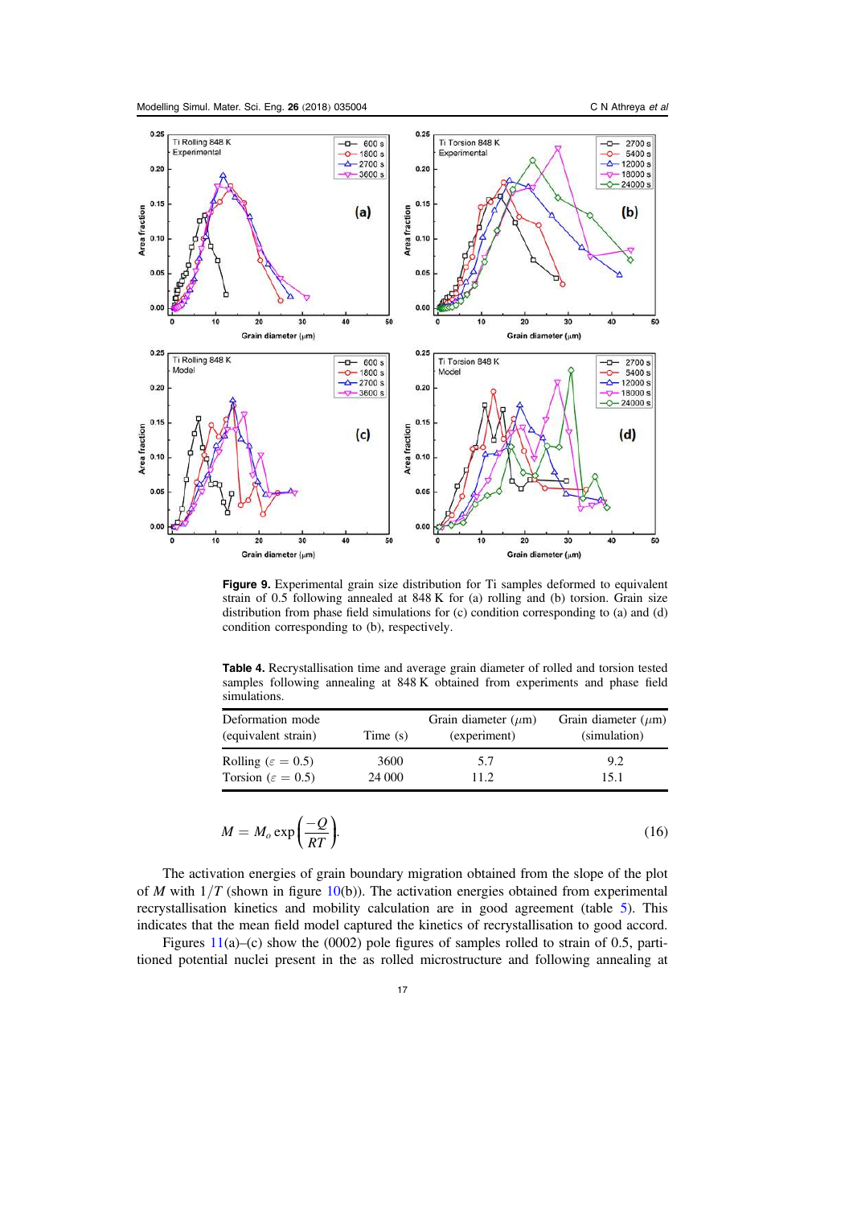(a)
Ti Rolling 848 K
Experimental
600 s
1800 s
2700 s
3600 s
Area fraction
0.00
0.05
0.10
0.15
0.20
0.25
Grain diameter (μm)
0
10
20
30
40
50

(b)
Ti Torsion 848 K
Experimental
2700 s
5400 s
12000 s
18000 s
24000 s
Area fraction
0.00
0.05
0.10
0.15
0.20
0.25
Grain diameter (μm)
0
10
20
30
40
50

(c)
Ti Rolling 848 K
Model
600 s
1800 s
2700 s
3600 s
Area fraction
0.00
0.05
0.10
0.15
0.20
0.25
Grain diameter (μm)
0
10
20
30
40
50

(d)
Ti Torsion 848 K
Model
2700 s
5400 s
12000 s
18000 s
24000 s
Area fraction
0.00
0.05
0.10
0.15
0.20
0.25
Grain diameter (μm)
0
10
20
30
40
50

**Figure 9.** Experimental grain size distribution for Ti samples deformed to equivalent strain of 0.5 following annealed at 848 K for (a) rolling and (b) torsion. Grain size distribution from phase field simulations for (c) condition corresponding to (a) and (d) condition corresponding to (b), respectively.

**Table 4.** Recrystallisation time and average grain diameter of rolled and torsion tested samples following annealing at 848 K obtained from experiments and phase field simulations.

| Deformation mode (equivalent strain) | Time (s) | Grain diameter ($\mu$m) (experiment) | Grain diameter ($\mu$m) (simulation) |
|---|---|---|---|
| Rolling ($\varepsilon = 0.5$) | 3600 | 5.7 | 9.2 |
| Torsion ($\varepsilon = 0.5$) | 24 000 | 11.2 | 15.1 |

$$M = M_o \exp\left(\frac{-Q}{RT}\right). \tag{16}$$

The activation energies of grain boundary migration obtained from the slope of the plot of $M$ with $1/T$ (shown in figure 10(b)). The activation energies obtained from experimental recrystallisation kinetics and mobility calculation are in good agreement (table 5). This indicates that the mean field model captured the kinetics of recrystallisation to good accord.

Figures 11(a)–(c) show the (0002) pole figures of samples rolled to strain of 0.5, partitioned potential nuclei present in the as rolled microstructure and following annealing at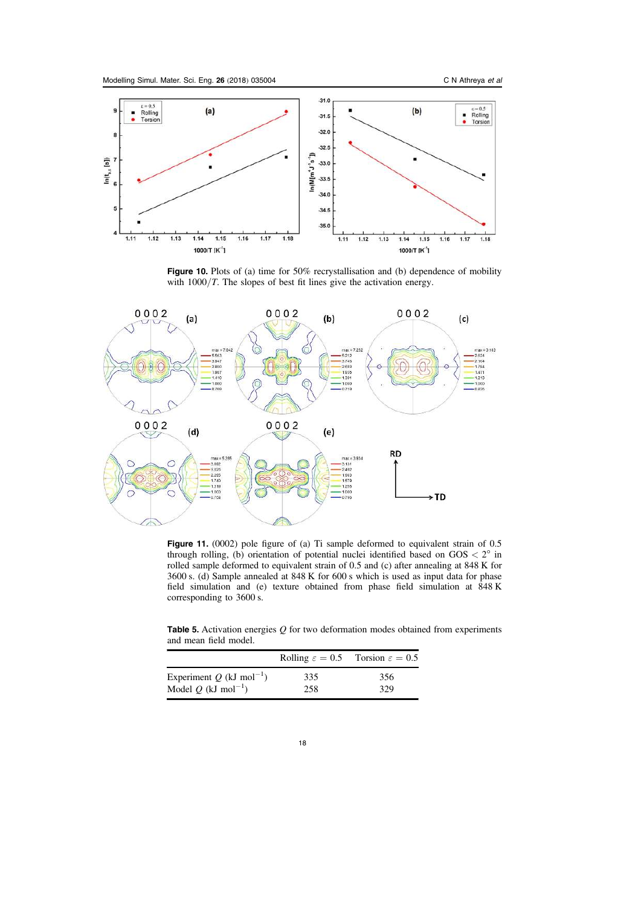(a)

$\varepsilon = 0.5$
Rolling
Torsion

$\ln(t_{0.5}$ [s])

9
8
7
6
5
4

1.11 1.12 1.13 1.14 1.15 1.16 1.17 1.18

1000/T [K$^{-1}$]

(b)

$\varepsilon = 0.5$
Rolling
Torsion

$\ln(M[m^4 J^{-1} s^{-1}])$

-31.0
-31.5
-32.0
-32.5
-33.0
-33.5
-34.0
-34.5
-35.0

1.11 1.12 1.13 1.14 1.15 1.16 1.17 1.18

1000/T [K$^{-1}$]

**Figure 10.** Plots of (a) time for 50% recrystallisation and (b) dependence of mobility with $1000/T$. The slopes of best fit lines give the activation energy.

0 0 0 2 (a)

max = 7.042
5.563
3.947
2.800
1.987
1.410
1.000
0.709

0 0 0 2 (b)

max = 7.212
5.212
3.746
2.693
1.935
1.391
1.000
0.719

0 0 0 2 (c)

max = 3.183
2.624
2.164
1.784
1.471
1.213
1.000
0.825

0 0 0 2 (d)

max = 5.265
3.982
3.025
2.295
1.740
1.319
1.000
0.758

0 0 0 2 (e)

max = 3.914
3.151
2.492
1.983
1.578
1.255
1.000
0.795

RD

TD

**Figure 11.** (0002) pole figure of (a) Ti sample deformed to equivalent strain of 0.5 through rolling, (b) orientation of potential nuclei identified based on GOS $< 2°$ in rolled sample deformed to equivalent strain of 0.5 and (c) after annealing at 848 K for 3600 s. (d) Sample annealed at 848 K for 600 s which is used as input data for phase field simulation and (e) texture obtained from phase field simulation at 848 K corresponding to 3600 s.

**Table 5.** Activation energies $Q$ for two deformation modes obtained from experiments and mean field model.

| | Rolling $\varepsilon = 0.5$ | Torsion $\varepsilon = 0.5$ |
|---|---|---|
| Experiment $Q$ (kJ mol$^{-1}$) | 335 | 356 |
| Model $Q$ (kJ mol$^{-1}$) | 258 | 329 |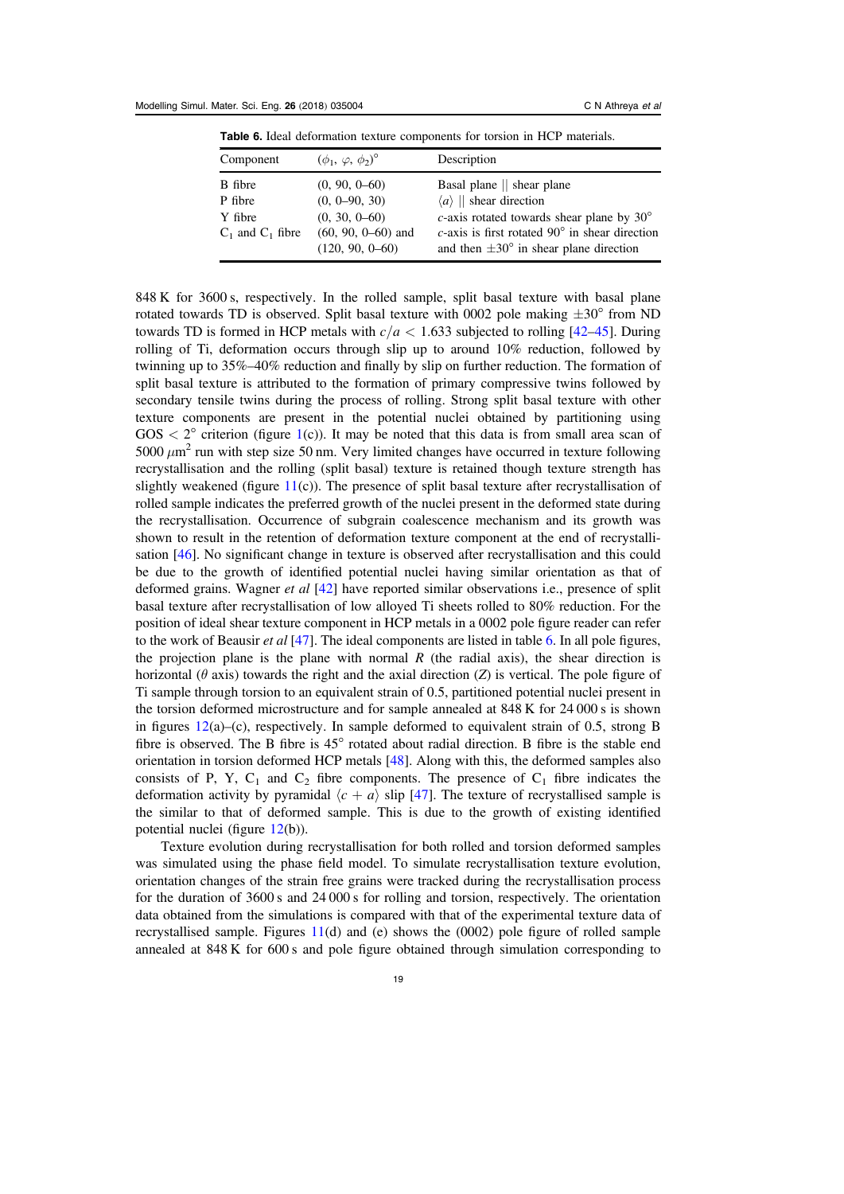**Table 6.** Ideal deformation texture components for torsion in HCP materials.

| Component | $(\phi_1, \varphi, \phi_2)^\circ$ | Description |
|---|---|---|
| B fibre | (0, 90, 0–60) | Basal plane \|\| shear plane |
| P fibre | (0, 0–90, 30) | $\langle a \rangle$ \|\| shear direction |
| Y fibre | (0, 30, 0–60) | $c$-axis rotated towards shear plane by 30° |
| $C_1$ and $C_1$ fibre | (60, 90, 0–60) and (120, 90, 0–60) | $c$-axis is first rotated 90° in shear direction and then ±30° in shear plane direction |

848 K for 3600 s, respectively. In the rolled sample, split basal texture with basal plane rotated towards TD is observed. Split basal texture with 0002 pole making ±30° from ND towards TD is formed in HCP metals with $c/a < 1.633$ subjected to rolling [42–45]. During rolling of Ti, deformation occurs through slip up to around 10% reduction, followed by twinning up to 35%–40% reduction and finally by slip on further reduction. The formation of split basal texture is attributed to the formation of primary compressive twins followed by secondary tensile twins during the process of rolling. Strong split basal texture with other texture components are present in the potential nuclei obtained by partitioning using GOS < 2° criterion (figure 1(c)). It may be noted that this data is from small area scan of 5000 $\mu$m$^2$ run with step size 50 nm. Very limited changes have occurred in texture following recrystallisation and the rolling (split basal) texture is retained though texture strength has slightly weakened (figure 11(c)). The presence of split basal texture after recrystallisation of rolled sample indicates the preferred growth of the nuclei present in the deformed state during the recrystallisation. Occurrence of subgrain coalescence mechanism and its growth was shown to result in the retention of deformation texture component at the end of recrystallisation [46]. No significant change in texture is observed after recrystallisation and this could be due to the growth of identified potential nuclei having similar orientation as that of deformed grains. Wagner *et al* [42] have reported similar observations i.e., presence of split basal texture after recrystallisation of low alloyed Ti sheets rolled to 80% reduction. For the position of ideal shear texture component in HCP metals in a 0002 pole figure reader can refer to the work of Beausir *et al* [47]. The ideal components are listed in table 6. In all pole figures, the projection plane is the plane with normal $R$ (the radial axis), the shear direction is horizontal ($\theta$ axis) towards the right and the axial direction ($Z$) is vertical. The pole figure of Ti sample through torsion to an equivalent strain of 0.5, partitioned potential nuclei present in the torsion deformed microstructure and for sample annealed at 848 K for 24 000 s is shown in figures 12(a)–(c), respectively. In sample deformed to equivalent strain of 0.5, strong B fibre is observed. The B fibre is 45° rotated about radial direction. B fibre is the stable end orientation in torsion deformed HCP metals [48]. Along with this, the deformed samples also consists of P, Y, $C_1$ and $C_2$ fibre components. The presence of $C_1$ fibre indicates the deformation activity by pyramidal $\langle c + a \rangle$ slip [47]. The texture of recrystallised sample is the similar to that of deformed sample. This is due to the growth of existing identified potential nuclei (figure 12(b)).

Texture evolution during recrystallisation for both rolled and torsion deformed samples was simulated using the phase field model. To simulate recrystallisation texture evolution, orientation changes of the strain free grains were tracked during the recrystallisation process for the duration of 3600 s and 24 000 s for rolling and torsion, respectively. The orientation data obtained from the simulations is compared with that of the experimental texture data of recrystallised sample. Figures 11(d) and (e) shows the (0002) pole figure of rolled sample annealed at 848 K for 600 s and pole figure obtained through simulation corresponding to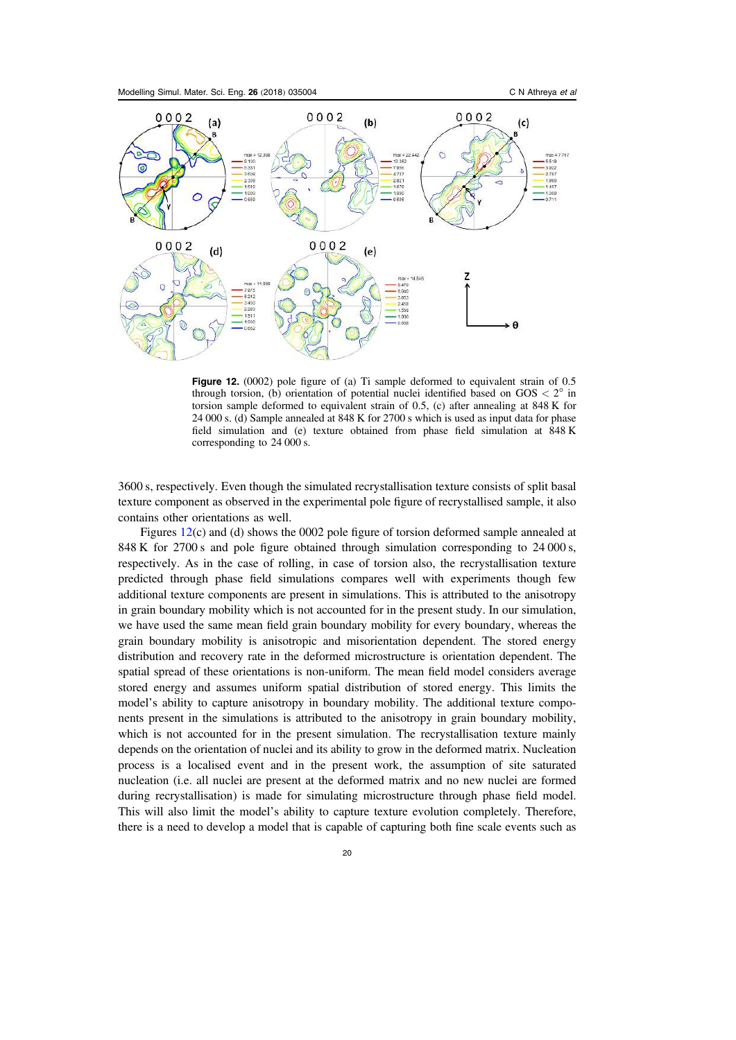0 0 0 2 (a)

max = 12.308
8.100
5.331
3.508
2.309
1.519
1.000
0.658

0 0 0 2 (b)

max = 22.442
13.382
7.856
4.737
2.821
1.670
1.000
0.595

0 0 0 2 (c)

max = 7.767
5.519
3.922
2.787
1.980
1.407
1.000
0.711

0 0 0 2 (d)

max = 11.800
7.875
5.212
3.450
2.283
1.511
1.000
0.662

0 0 0 2 (e)

max = 14.845
9.470
6.040
3.853
2.458
1.568
1.000
0.638

Z

θ

**Figure 12.** (0002) pole figure of (a) Ti sample deformed to equivalent strain of 0.5 through torsion, (b) orientation of potential nuclei identified based on GOS < 2° in torsion sample deformed to equivalent strain of 0.5, (c) after annealing at 848 K for 24 000 s. (d) Sample annealed at 848 K for 2700 s which is used as input data for phase field simulation and (e) texture obtained from phase field simulation at 848 K corresponding to 24 000 s.

3600 s, respectively. Even though the simulated recrystallisation texture consists of split basal texture component as observed in the experimental pole figure of recrystallised sample, it also contains other orientations as well.

Figures 12(c) and (d) shows the 0002 pole figure of torsion deformed sample annealed at 848 K for 2700 s and pole figure obtained through simulation corresponding to 24 000 s, respectively. As in the case of rolling, in case of torsion also, the recrystallisation texture predicted through phase field simulations compares well with experiments though few additional texture components are present in simulations. This is attributed to the anisotropy in grain boundary mobility which is not accounted for in the present study. In our simulation, we have used the same mean field grain boundary mobility for every boundary, whereas the grain boundary mobility is anisotropic and misorientation dependent. The stored energy distribution and recovery rate in the deformed microstructure is orientation dependent. The spatial spread of these orientations is non-uniform. The mean field model considers average stored energy and assumes uniform spatial distribution of stored energy. This limits the model's ability to capture anisotropy in boundary mobility. The additional texture components present in the simulations is attributed to the anisotropy in grain boundary mobility, which is not accounted for in the present simulation. The recrystallisation texture mainly depends on the orientation of nuclei and its ability to grow in the deformed matrix. Nucleation process is a localised event and in the present work, the assumption of site saturated nucleation (i.e. all nuclei are present at the deformed matrix and no new nuclei are formed during recrystallisation) is made for simulating microstructure through phase field model. This will also limit the model's ability to capture texture evolution completely. Therefore, there is a need to develop a model that is capable of capturing both fine scale events such as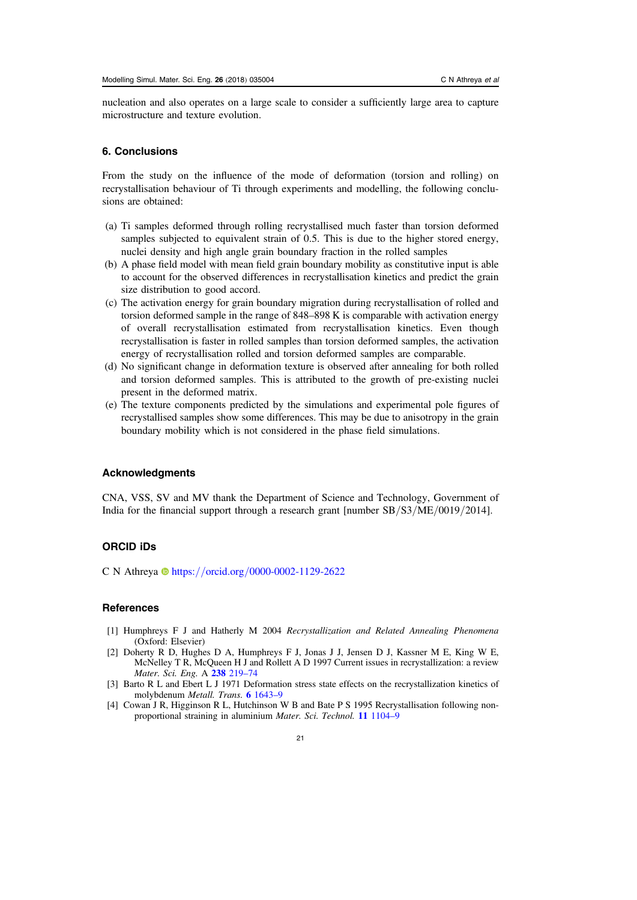nucleation and also operates on a large scale to consider a sufficiently large area to capture microstructure and texture evolution.

## 6. Conclusions

From the study on the influence of the mode of deformation (torsion and rolling) on recrystallisation behaviour of Ti through experiments and modelling, the following conclusions are obtained:

(a) Ti samples deformed through rolling recrystallised much faster than torsion deformed samples subjected to equivalent strain of 0.5. This is due to the higher stored energy, nuclei density and high angle grain boundary fraction in the rolled samples

(b) A phase field model with mean field grain boundary mobility as constitutive input is able to account for the observed differences in recrystallisation kinetics and predict the grain size distribution to good accord.

(c) The activation energy for grain boundary migration during recrystallisation of rolled and torsion deformed sample in the range of 848–898 K is comparable with activation energy of overall recrystallisation estimated from recrystallisation kinetics. Even though recrystallisation is faster in rolled samples than torsion deformed samples, the activation energy of recrystallisation rolled and torsion deformed samples are comparable.

(d) No significant change in deformation texture is observed after annealing for both rolled and torsion deformed samples. This is attributed to the growth of pre-existing nuclei present in the deformed matrix.

(e) The texture components predicted by the simulations and experimental pole figures of recrystallised samples show some differences. This may be due to anisotropy in the grain boundary mobility which is not considered in the phase field simulations.

## Acknowledgments

CNA, VSS, SV and MV thank the Department of Science and Technology, Government of India for the financial support through a research grant [number SB/S3/ME/0019/2014].

## ORCID iDs

C N Athreya https://orcid.org/0000-0002-1129-2622

## References

[1] Humphreys F J and Hatherly M 2004 *Recrystallization and Related Annealing Phenomena* (Oxford: Elsevier)

[2] Doherty R D, Hughes D A, Humphreys F J, Jonas J J, Jensen D J, Kassner M E, King W E, McNelley T R, McQueen H J and Rollett A D 1997 Current issues in recrystallization: a review *Mater. Sci. Eng.* A **238** 219–74

[3] Barto R L and Ebert L J 1971 Deformation stress state effects on the recrystallization kinetics of molybdenum *Metall. Trans.* **6** 1643–9

[4] Cowan J R, Higginson R L, Hutchinson W B and Bate P S 1995 Recrystallisation following non-proportional straining in aluminium *Mater. Sci. Technol.* **11** 1104–9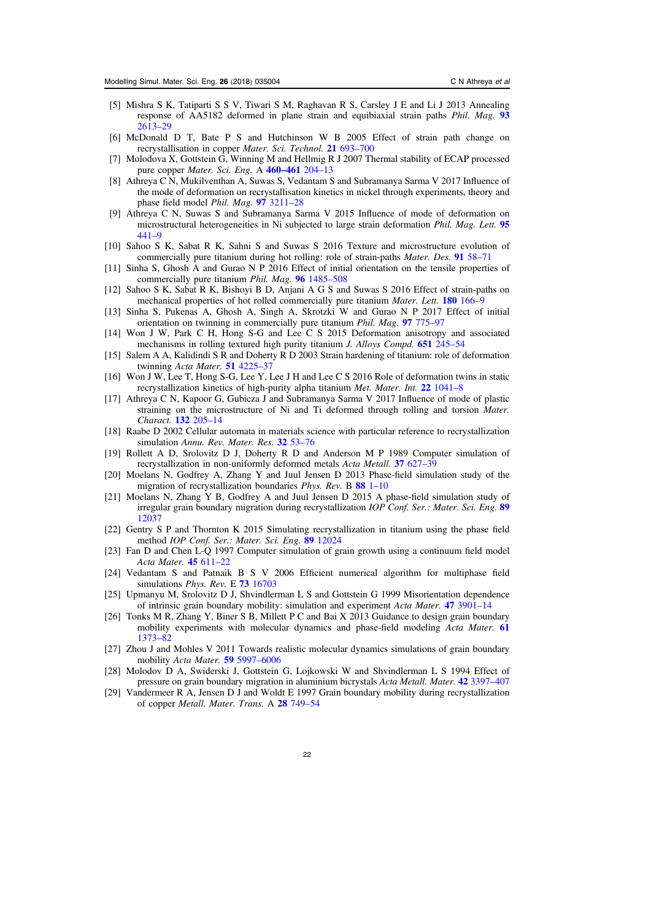[5] Mishra S K, Tatiparti S S V, Tiwari S M, Raghavan R S, Carsley J E and Li J 2013 Annealing response of AA5182 deformed in plane strain and equibiaxial strain paths *Phil. Mag.* **93** 2613–29

[6] McDonald D T, Bate P S and Hutchinson W B 2005 Effect of strain path change on recrystallisation in copper *Mater. Sci. Technol.* **21** 693–700

[7] Molodova X, Gottstein G, Winning M and Hellmig R J 2007 Thermal stability of ECAP processed pure copper *Mater. Sci. Eng.* A **460–461** 204–13

[8] Athreya C N, Mukilventhan A, Suwas S, Vedantam S and Subramanya Sarma V 2017 Influence of the mode of deformation on recrystallisation kinetics in nickel through experiments, theory and phase field model *Phil. Mag.* **97** 3211–28

[9] Athreya C N, Suwas S and Subramanya Sarma V 2015 Influence of mode of deformation on microstructural heterogeneities in Ni subjected to large strain deformation *Phil. Mag. Lett.* **95** 441–9

[10] Sahoo S K, Sabat R K, Sahni S and Suwas S 2016 Texture and microstructure evolution of commercially pure titanium during hot rolling: role of strain-paths *Mater. Des.* **91** 58–71

[11] Sinha S, Ghosh A and Gurao N P 2016 Effect of initial orientation on the tensile properties of commercially pure titanium *Phil. Mag.* **96** 1485–508

[12] Sahoo S K, Sabat R K, Bishoyi B D, Anjani A G S and Suwas S 2016 Effect of strain-paths on mechanical properties of hot rolled commercially pure titanium *Mater. Lett.* **180** 166–9

[13] Sinha S, Pukenas A, Ghosh A, Singh A, Skrotzki W and Gurao N P 2017 Effect of initial orientation on twinning in commercially pure titanium *Phil. Mag.* **97** 775–97

[14] Won J W, Park C H, Hong S-G and Lee C S 2015 Deformation anisotropy and associated mechanisms in rolling textured high purity titanium *J. Alloys Compd.* **651** 245–54

[15] Salem A A, Kalidindi S R and Doherty R D 2003 Strain hardening of titanium: role of deformation twinning *Acta Mater.* **51** 4225–37

[16] Won J W, Lee T, Hong S-G, Lee Y, Lee J H and Lee C S 2016 Role of deformation twins in static recrystallization kinetics of high-purity alpha titanium *Met. Mater. Int.* **22** 1041–8

[17] Athreya C N, Kapoor G, Gubicza J and Subramanya Sarma V 2017 Influence of mode of plastic straining on the microstructure of Ni and Ti deformed through rolling and torsion *Mater. Charact.* **132** 205–14

[18] Raabe D 2002 Cellular automata in materials science with particular reference to recrystallization simulation *Annu. Rev. Mater. Res.* **32** 53–76

[19] Rollett A D, Srolovitz D J, Doherty R D and Anderson M P 1989 Computer simulation of recrystallization in non-uniformly deformed metals *Acta Metall.* **37** 627–39

[20] Moelans N, Godfrey A, Zhang Y and Juul Jensen D 2013 Phase-field simulation study of the migration of recrystallization boundaries *Phys. Rev.* B **88** 1–10

[21] Moelans N, Zhang Y B, Godfrey A and Juul Jensen D 2015 A phase-field simulation study of irregular grain boundary migration during recrystallization *IOP Conf. Ser.: Mater. Sci. Eng.* **89** 12037

[22] Gentry S P and Thornton K 2015 Simulating recrystallization in titanium using the phase field method *IOP Conf. Ser.: Mater. Sci. Eng.* **89** 12024

[23] Fan D and Chen L-Q 1997 Computer simulation of grain growth using a continuum field model *Acta Mater.* **45** 611–22

[24] Vedantam S and Patnaik B S V 2006 Efficient numerical algorithm for multiphase field simulations *Phys. Rev.* E **73** 16703

[25] Upmanyu M, Srolovitz D J, Shvindlerman L S and Gottstein G 1999 Misorientation dependence of intrinsic grain boundary mobility: simulation and experiment *Acta Mater.* **47** 3901–14

[26] Tonks M R, Zhang Y, Biner S B, Millett P C and Bai X 2013 Guidance to design grain boundary mobility experiments with molecular dynamics and phase-field modeling *Acta Mater.* **61** 1373–82

[27] Zhou J and Mohles V 2011 Towards realistic molecular dynamics simulations of grain boundary mobility *Acta Mater.* **59** 5997–6006

[28] Molodov D A, Swiderski J, Gottstein G, Lojkowski W and Shvindlerman L S 1994 Effect of pressure on grain boundary migration in aluminium bicrystals *Acta Metall. Mater.* **42** 3397–407

[29] Vandermeer R A, Jensen D J and Woldt E 1997 Grain boundary mobility during recrystallization of copper *Metall. Mater. Trans.* A **28** 749–54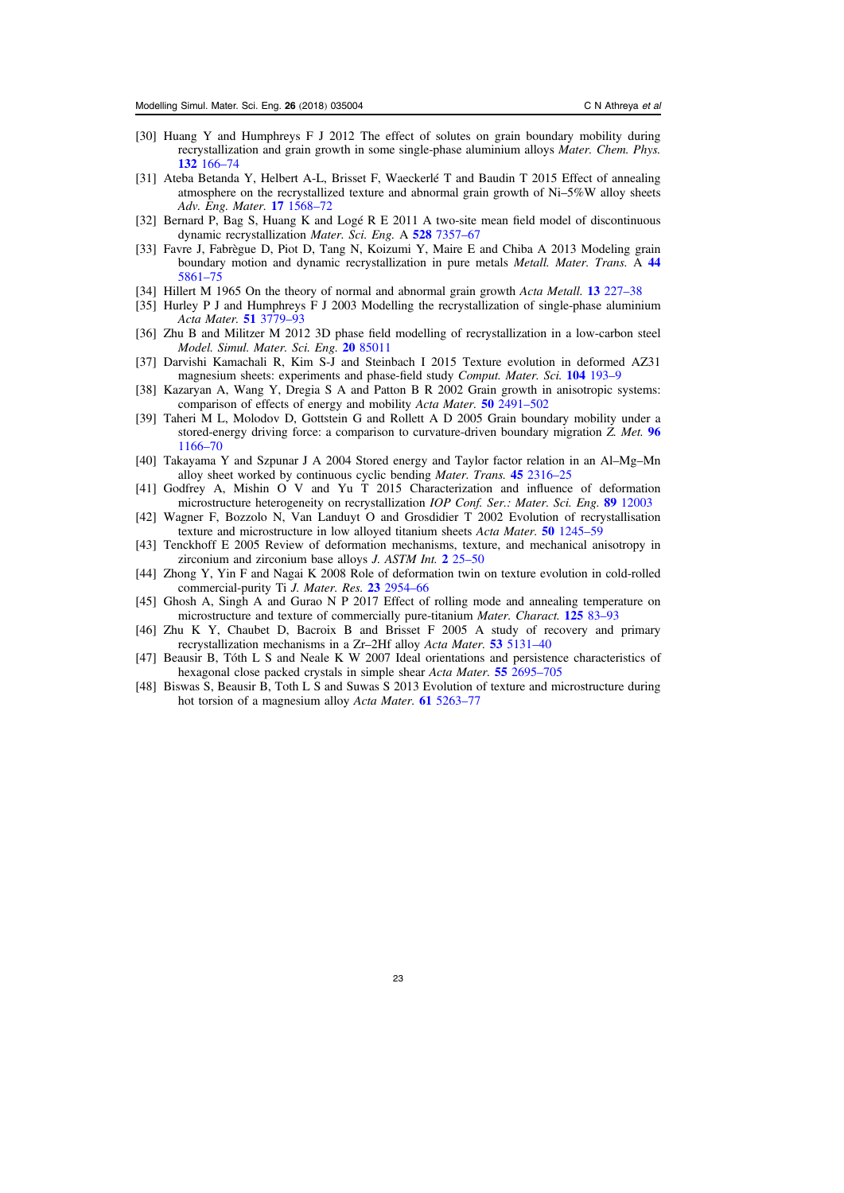[30] Huang Y and Humphreys F J 2012 The effect of solutes on grain boundary mobility during recrystallization and grain growth in some single-phase aluminium alloys *Mater. Chem. Phys.* **132** 166–74

[31] Ateba Betanda Y, Helbert A-L, Brisset F, Waeckerlé T and Baudin T 2015 Effect of annealing atmosphere on the recrystallized texture and abnormal grain growth of Ni–5%W alloy sheets *Adv. Eng. Mater.* **17** 1568–72

[32] Bernard P, Bag S, Huang K and Logé R E 2011 A two-site mean field model of discontinuous dynamic recrystallization *Mater. Sci. Eng.* A **528** 7357–67

[33] Favre J, Fabrègue D, Piot D, Tang N, Koizumi Y, Maire E and Chiba A 2013 Modeling grain boundary motion and dynamic recrystallization in pure metals *Metall. Mater. Trans.* A **44** 5861–75

[34] Hillert M 1965 On the theory of normal and abnormal grain growth *Acta Metall.* **13** 227–38

[35] Hurley P J and Humphreys F J 2003 Modelling the recrystallization of single-phase aluminium *Acta Mater.* **51** 3779–93

[36] Zhu B and Militzer M 2012 3D phase field modelling of recrystallization in a low-carbon steel *Model. Simul. Mater. Sci. Eng.* **20** 85011

[37] Darvishi Kamachali R, Kim S-J and Steinbach I 2015 Texture evolution in deformed AZ31 magnesium sheets: experiments and phase-field study *Comput. Mater. Sci.* **104** 193–9

[38] Kazaryan A, Wang Y, Dregia S A and Patton B R 2002 Grain growth in anisotropic systems: comparison of effects of energy and mobility *Acta Mater.* **50** 2491–502

[39] Taheri M L, Molodov D, Gottstein G and Rollett A D 2005 Grain boundary mobility under a stored-energy driving force: a comparison to curvature-driven boundary migration *Z. Met.* **96** 1166–70

[40] Takayama Y and Szpunar J A 2004 Stored energy and Taylor factor relation in an Al–Mg–Mn alloy sheet worked by continuous cyclic bending *Mater. Trans.* **45** 2316–25

[41] Godfrey A, Mishin O V and Yu T 2015 Characterization and influence of deformation microstructure heterogeneity on recrystallization *IOP Conf. Ser.: Mater. Sci. Eng.* **89** 12003

[42] Wagner F, Bozzolo N, Van Landuyt O and Grosdidier T 2002 Evolution of recrystallisation texture and microstructure in low alloyed titanium sheets *Acta Mater.* **50** 1245–59

[43] Tenckhoff E 2005 Review of deformation mechanisms, texture, and mechanical anisotropy in zirconium and zirconium base alloys *J. ASTM Int.* **2** 25–50

[44] Zhong Y, Yin F and Nagai K 2008 Role of deformation twin on texture evolution in cold-rolled commercial-purity Ti *J. Mater. Res.* **23** 2954–66

[45] Ghosh A, Singh A and Gurao N P 2017 Effect of rolling mode and annealing temperature on microstructure and texture of commercially pure-titanium *Mater. Charact.* **125** 83–93

[46] Zhu K Y, Chaubet D, Bacroix B and Brisset F 2005 A study of recovery and primary recrystallization mechanisms in a Zr–2Hf alloy *Acta Mater.* **53** 5131–40

[47] Beausir B, Tóth L S and Neale K W 2007 Ideal orientations and persistence characteristics of hexagonal close packed crystals in simple shear *Acta Mater.* **55** 2695–705

[48] Biswas S, Beausir B, Toth L S and Suwas S 2013 Evolution of texture and microstructure during hot torsion of a magnesium alloy *Acta Mater.* **61** 5263–77